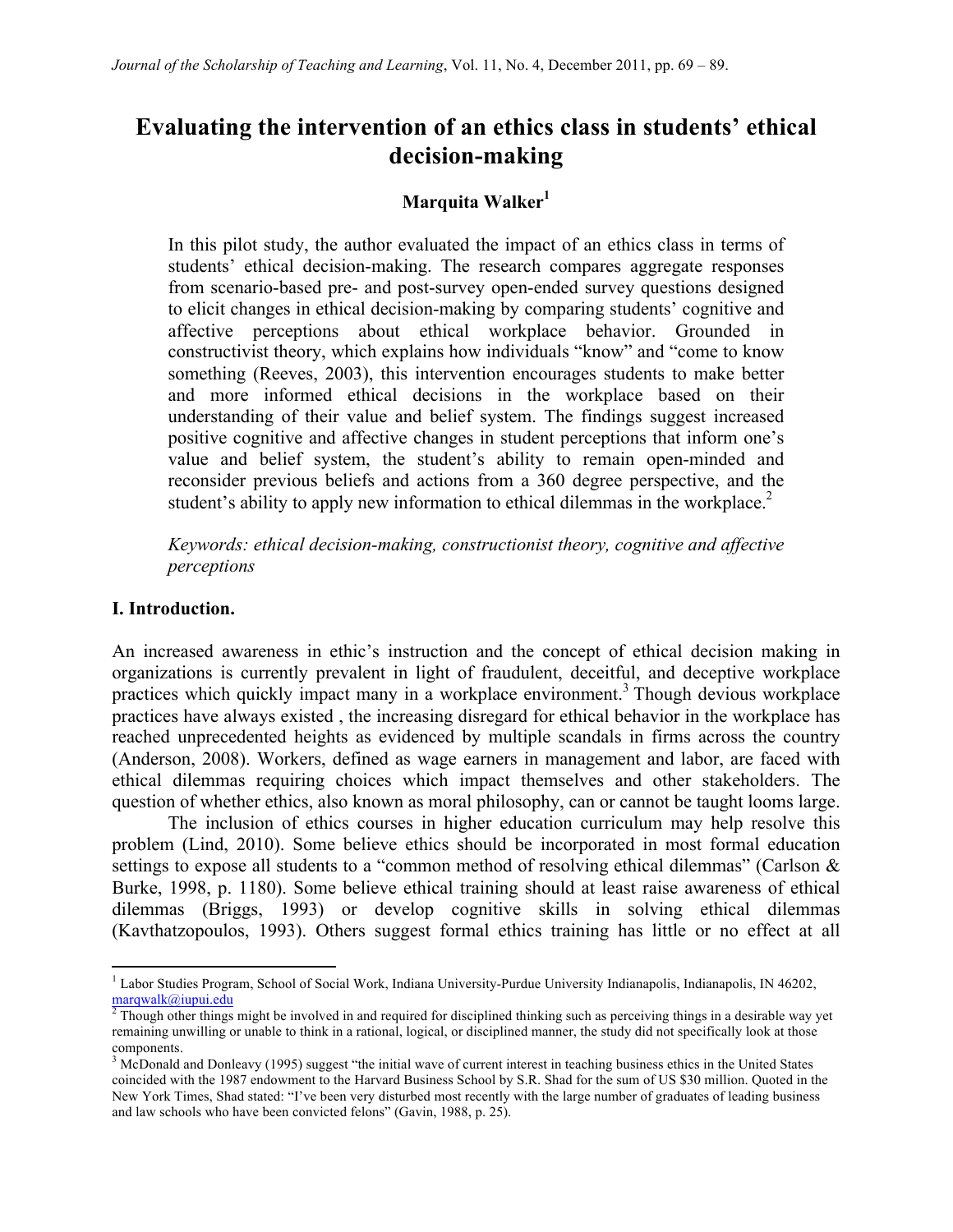# Evaluating the intervention of an ethics class in students' ethical decision-making

**Marquita Walker[1]**

In this pilot study, the author evaluated the impact of an ethics class in terms of students' ethical decision-making. The research compares aggregate responses from scenario-based pre- and post-survey open-ended survey questions designed to elicit changes in ethical decision-making by comparing students' cognitive and affective perceptions about ethical workplace behavior. Grounded in constructivist theory, which explains how individuals "know" and "come to know something (Reeves, 2003), this intervention encourages students to make better and more informed ethical decisions in the workplace based on their understanding of their value and belief system. The findings suggest increased positive cognitive and affective changes in student perceptions that inform one's value and belief system, the student's ability to remain open-minded and reconsider previous beliefs and actions from a 360 degree perspective, and the student's ability to apply new information to ethical dilemmas in the workplace.[2]

*Keywords: ethical decision-making, constructionist theory, cognitive and affective perceptions*

## I. Introduction.

An increased awareness in ethic's instruction and the concept of ethical decision making in organizations is currently prevalent in light of fraudulent, deceitful, and deceptive workplace practices which quickly impact many in a workplace environment.[3] Though devious workplace practices have always existed , the increasing disregard for ethical behavior in the workplace has reached unprecedented heights as evidenced by multiple scandals in firms across the country (Anderson, 2008). Workers, defined as wage earners in management and labor, are faced with ethical dilemmas requiring choices which impact themselves and other stakeholders. The question of whether ethics, also known as moral philosophy, can or cannot be taught looms large.

The inclusion of ethics courses in higher education curriculum may help resolve this problem (Lind, 2010). Some believe ethics should be incorporated in most formal education settings to expose all students to a "common method of resolving ethical dilemmas" (Carlson & Burke, 1998, p. 1180). Some believe ethical training should at least raise awareness of ethical dilemmas (Briggs, 1993) or develop cognitive skills in solving ethical dilemmas (Kavthatzopoulos, 1993). Others suggest formal ethics training has little or no effect at all

---

[1] Labor Studies Program, School of Social Work, Indiana University-Purdue University Indianapolis, Indianapolis, IN 46202, marqwalk@iupui.edu

[2] Though other things might be involved in and required for disciplined thinking such as perceiving things in a desirable way yet remaining unwilling or unable to think in a rational, logical, or disciplined manner, the study did not specifically look at those components.

[3] McDonald and Donleavy (1995) suggest "the initial wave of current interest in teaching business ethics in the United States coincided with the 1987 endowment to the Harvard Business School by S.R. Shad for the sum of US $30 million. Quoted in the New York Times, Shad stated: "I've been very disturbed most recently with the large number of graduates of leading business and law schools who have been convicted felons" (Gavin, 1988, p. 25).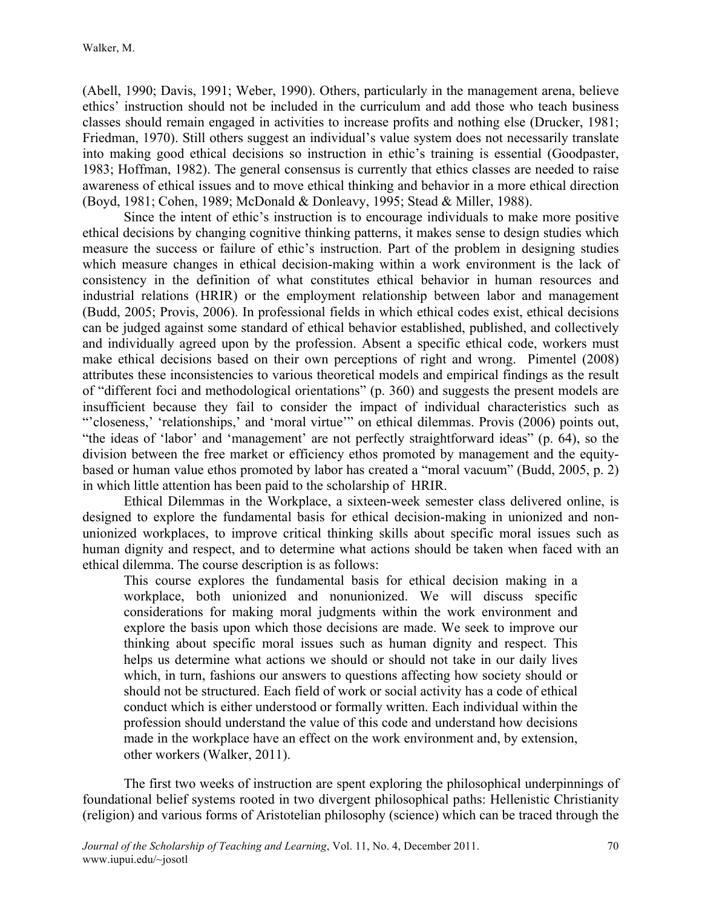(Abell, 1990; Davis, 1991; Weber, 1990). Others, particularly in the management arena, believe ethics' instruction should not be included in the curriculum and add those who teach business classes should remain engaged in activities to increase profits and nothing else (Drucker, 1981; Friedman, 1970). Still others suggest an individual's value system does not necessarily translate into making good ethical decisions so instruction in ethic's training is essential (Goodpaster, 1983; Hoffman, 1982). The general consensus is currently that ethics classes are needed to raise awareness of ethical issues and to move ethical thinking and behavior in a more ethical direction (Boyd, 1981; Cohen, 1989; McDonald & Donleavy, 1995; Stead & Miller, 1988).

Since the intent of ethic's instruction is to encourage individuals to make more positive ethical decisions by changing cognitive thinking patterns, it makes sense to design studies which measure the success or failure of ethic's instruction. Part of the problem in designing studies which measure changes in ethical decision-making within a work environment is the lack of consistency in the definition of what constitutes ethical behavior in human resources and industrial relations (HRIR) or the employment relationship between labor and management (Budd, 2005; Provis, 2006). In professional fields in which ethical codes exist, ethical decisions can be judged against some standard of ethical behavior established, published, and collectively and individually agreed upon by the profession. Absent a specific ethical code, workers must make ethical decisions based on their own perceptions of right and wrong. Pimentel (2008) attributes these inconsistencies to various theoretical models and empirical findings as the result of "different foci and methodological orientations" (p. 360) and suggests the present models are insufficient because they fail to consider the impact of individual characteristics such as "'closeness,' 'relationships,' and 'moral virtue'" on ethical dilemmas. Provis (2006) points out, "the ideas of 'labor' and 'management' are not perfectly straightforward ideas" (p. 64), so the division between the free market or efficiency ethos promoted by management and the equity-based or human value ethos promoted by labor has created a "moral vacuum" (Budd, 2005, p. 2) in which little attention has been paid to the scholarship of HRIR.

Ethical Dilemmas in the Workplace, a sixteen-week semester class delivered online, is designed to explore the fundamental basis for ethical decision-making in unionized and non-unionized workplaces, to improve critical thinking skills about specific moral issues such as human dignity and respect, and to determine what actions should be taken when faced with an ethical dilemma. The course description is as follows:

> This course explores the fundamental basis for ethical decision making in a workplace, both unionized and nonunionized. We will discuss specific considerations for making moral judgments within the work environment and explore the basis upon which those decisions are made. We seek to improve our thinking about specific moral issues such as human dignity and respect. This helps us determine what actions we should or should not take in our daily lives which, in turn, fashions our answers to questions affecting how society should or should not be structured. Each field of work or social activity has a code of ethical conduct which is either understood or formally written. Each individual within the profession should understand the value of this code and understand how decisions made in the workplace have an effect on the work environment and, by extension, other workers (Walker, 2011).

The first two weeks of instruction are spent exploring the philosophical underpinnings of foundational belief systems rooted in two divergent philosophical paths: Hellenistic Christianity (religion) and various forms of Aristotelian philosophy (science) which can be traced through the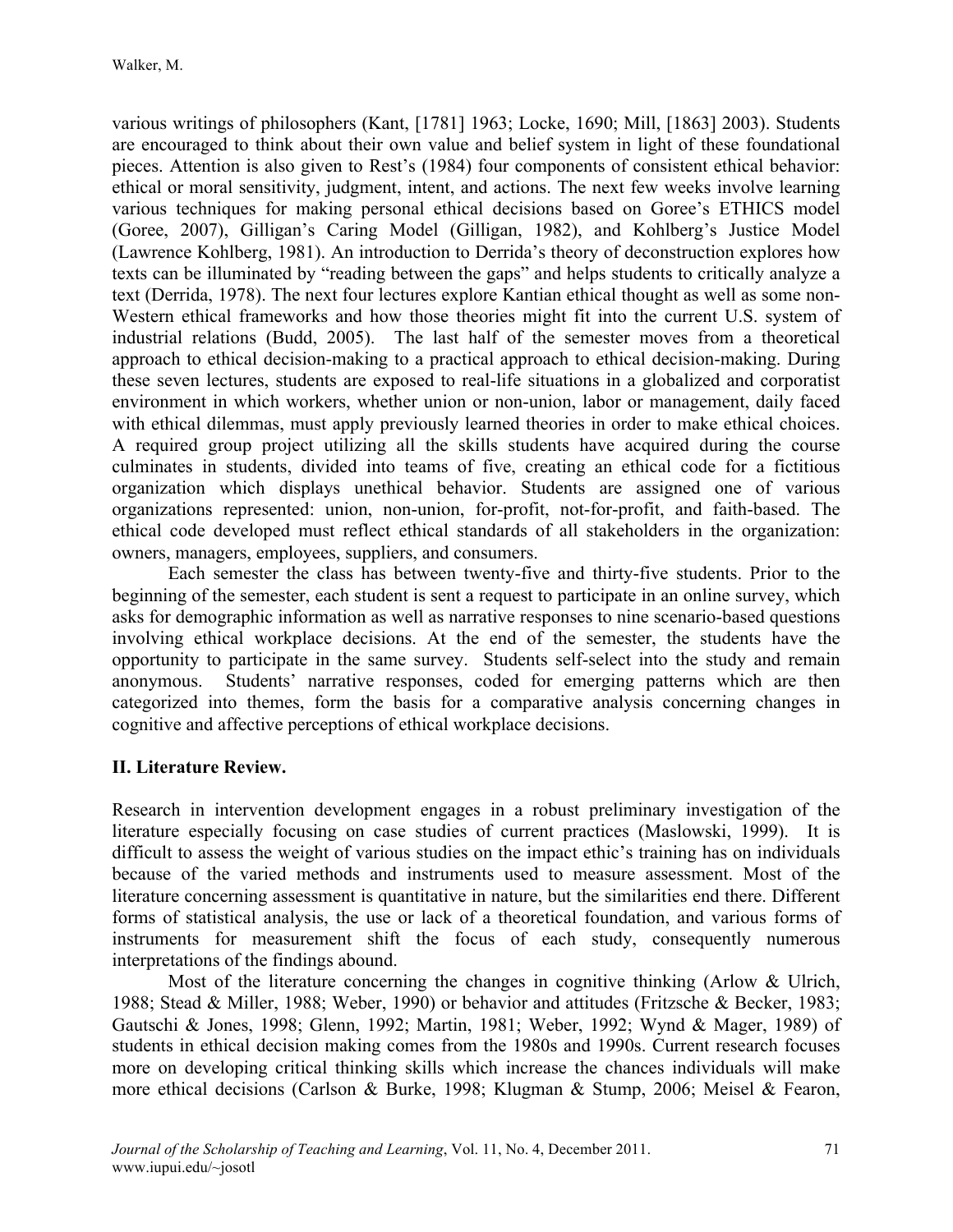various writings of philosophers (Kant, [1781] 1963; Locke, 1690; Mill, [1863] 2003). Students are encouraged to think about their own value and belief system in light of these foundational pieces. Attention is also given to Rest's (1984) four components of consistent ethical behavior: ethical or moral sensitivity, judgment, intent, and actions. The next few weeks involve learning various techniques for making personal ethical decisions based on Goree's ETHICS model (Goree, 2007), Gilligan's Caring Model (Gilligan, 1982), and Kohlberg's Justice Model (Lawrence Kohlberg, 1981). An introduction to Derrida's theory of deconstruction explores how texts can be illuminated by "reading between the gaps" and helps students to critically analyze a text (Derrida, 1978). The next four lectures explore Kantian ethical thought as well as some non-Western ethical frameworks and how those theories might fit into the current U.S. system of industrial relations (Budd, 2005). The last half of the semester moves from a theoretical approach to ethical decision-making to a practical approach to ethical decision-making. During these seven lectures, students are exposed to real-life situations in a globalized and corporatist environment in which workers, whether union or non-union, labor or management, daily faced with ethical dilemmas, must apply previously learned theories in order to make ethical choices. A required group project utilizing all the skills students have acquired during the course culminates in students, divided into teams of five, creating an ethical code for a fictitious organization which displays unethical behavior. Students are assigned one of various organizations represented: union, non-union, for-profit, not-for-profit, and faith-based. The ethical code developed must reflect ethical standards of all stakeholders in the organization: owners, managers, employees, suppliers, and consumers.

Each semester the class has between twenty-five and thirty-five students. Prior to the beginning of the semester, each student is sent a request to participate in an online survey, which asks for demographic information as well as narrative responses to nine scenario-based questions involving ethical workplace decisions. At the end of the semester, the students have the opportunity to participate in the same survey. Students self-select into the study and remain anonymous. Students' narrative responses, coded for emerging patterns which are then categorized into themes, form the basis for a comparative analysis concerning changes in cognitive and affective perceptions of ethical workplace decisions.

## II. Literature Review.

Research in intervention development engages in a robust preliminary investigation of the literature especially focusing on case studies of current practices (Maslowski, 1999). It is difficult to assess the weight of various studies on the impact ethic's training has on individuals because of the varied methods and instruments used to measure assessment. Most of the literature concerning assessment is quantitative in nature, but the similarities end there. Different forms of statistical analysis, the use or lack of a theoretical foundation, and various forms of instruments for measurement shift the focus of each study, consequently numerous interpretations of the findings abound.

Most of the literature concerning the changes in cognitive thinking (Arlow & Ulrich, 1988; Stead & Miller, 1988; Weber, 1990) or behavior and attitudes (Fritzsche & Becker, 1983; Gautschi & Jones, 1998; Glenn, 1992; Martin, 1981; Weber, 1992; Wynd & Mager, 1989) of students in ethical decision making comes from the 1980s and 1990s. Current research focuses more on developing critical thinking skills which increase the chances individuals will make more ethical decisions (Carlson & Burke, 1998; Klugman & Stump, 2006; Meisel & Fearon,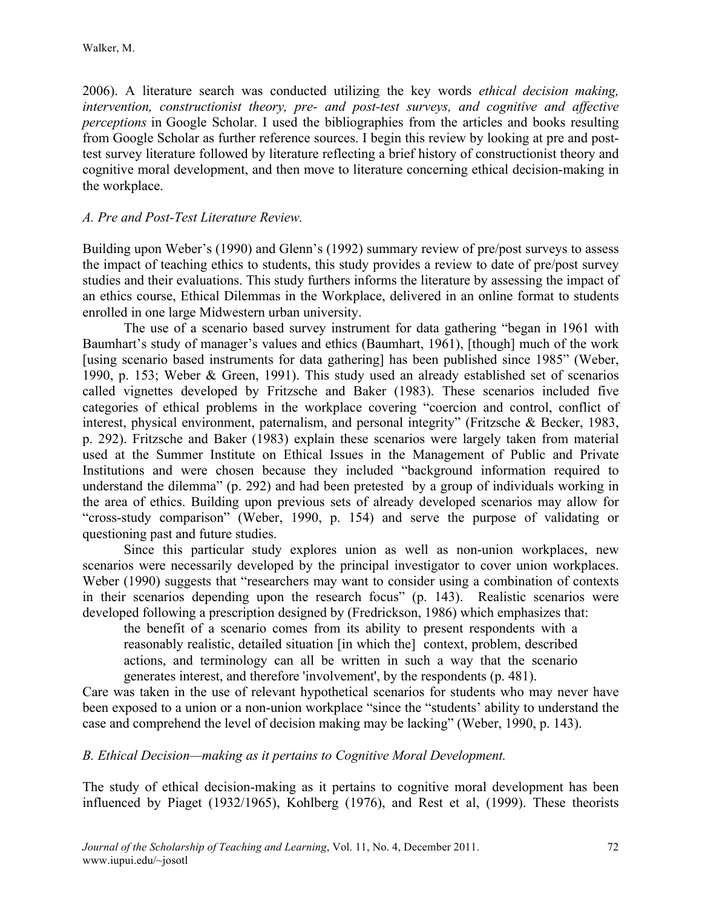2006). A literature search was conducted utilizing the key words *ethical decision making, intervention, constructionist theory, pre- and post-test surveys, and cognitive and affective perceptions* in Google Scholar. I used the bibliographies from the articles and books resulting from Google Scholar as further reference sources. I begin this review by looking at pre and post-test survey literature followed by literature reflecting a brief history of constructionist theory and cognitive moral development, and then move to literature concerning ethical decision-making in the workplace.

### *A. Pre and Post-Test Literature Review.*

Building upon Weber's (1990) and Glenn's (1992) summary review of pre/post surveys to assess the impact of teaching ethics to students, this study provides a review to date of pre/post survey studies and their evaluations. This study furthers informs the literature by assessing the impact of an ethics course, Ethical Dilemmas in the Workplace, delivered in an online format to students enrolled in one large Midwestern urban university.

The use of a scenario based survey instrument for data gathering "began in 1961 with Baumhart's study of manager's values and ethics (Baumhart, 1961), [though] much of the work [using scenario based instruments for data gathering] has been published since 1985" (Weber, 1990, p. 153; Weber & Green, 1991). This study used an already established set of scenarios called vignettes developed by Fritzsche and Baker (1983). These scenarios included five categories of ethical problems in the workplace covering "coercion and control, conflict of interest, physical environment, paternalism, and personal integrity" (Fritzsche & Becker, 1983, p. 292). Fritzsche and Baker (1983) explain these scenarios were largely taken from material used at the Summer Institute on Ethical Issues in the Management of Public and Private Institutions and were chosen because they included "background information required to understand the dilemma" (p. 292) and had been pretested by a group of individuals working in the area of ethics. Building upon previous sets of already developed scenarios may allow for "cross-study comparison" (Weber, 1990, p. 154) and serve the purpose of validating or questioning past and future studies.

Since this particular study explores union as well as non-union workplaces, new scenarios were necessarily developed by the principal investigator to cover union workplaces. Weber (1990) suggests that "researchers may want to consider using a combination of contexts in their scenarios depending upon the research focus" (p. 143). Realistic scenarios were developed following a prescription designed by (Fredrickson, 1986) which emphasizes that:

> the benefit of a scenario comes from its ability to present respondents with a reasonably realistic, detailed situation [in which the] context, problem, described actions, and terminology can all be written in such a way that the scenario generates interest, and therefore 'involvement', by the respondents (p. 481).

Care was taken in the use of relevant hypothetical scenarios for students who may never have been exposed to a union or a non-union workplace "since the "students' ability to understand the case and comprehend the level of decision making may be lacking" (Weber, 1990, p. 143).

### *B. Ethical Decision—making as it pertains to Cognitive Moral Development.*

The study of ethical decision-making as it pertains to cognitive moral development has been influenced by Piaget (1932/1965), Kohlberg (1976), and Rest et al, (1999). These theorists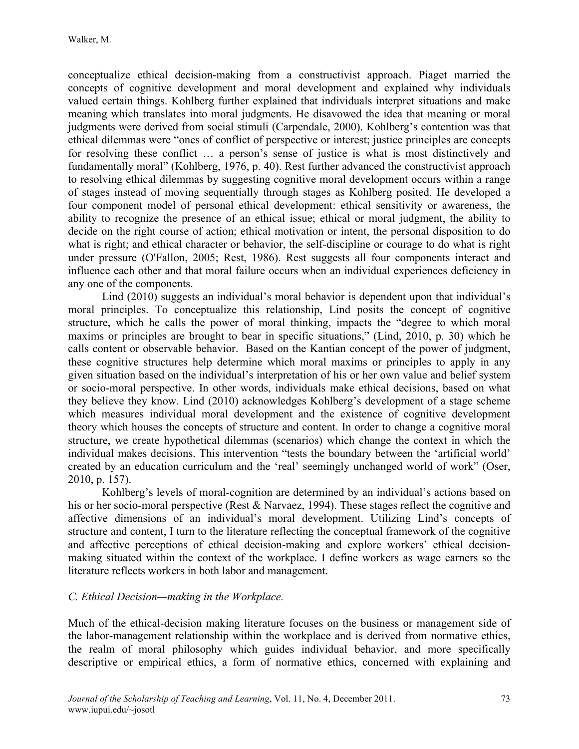conceptualize ethical decision-making from a constructivist approach. Piaget married the concepts of cognitive development and moral development and explained why individuals valued certain things. Kohlberg further explained that individuals interpret situations and make meaning which translates into moral judgments. He disavowed the idea that meaning or moral judgments were derived from social stimuli (Carpendale, 2000). Kohlberg's contention was that ethical dilemmas were "ones of conflict of perspective or interest; justice principles are concepts for resolving these conflict … a person's sense of justice is what is most distinctively and fundamentally moral" (Kohlberg, 1976, p. 40). Rest further advanced the constructivist approach to resolving ethical dilemmas by suggesting cognitive moral development occurs within a range of stages instead of moving sequentially through stages as Kohlberg posited. He developed a four component model of personal ethical development: ethical sensitivity or awareness, the ability to recognize the presence of an ethical issue; ethical or moral judgment, the ability to decide on the right course of action; ethical motivation or intent, the personal disposition to do what is right; and ethical character or behavior, the self-discipline or courage to do what is right under pressure (O'Fallon, 2005; Rest, 1986). Rest suggests all four components interact and influence each other and that moral failure occurs when an individual experiences deficiency in any one of the components.

Lind (2010) suggests an individual's moral behavior is dependent upon that individual's moral principles. To conceptualize this relationship, Lind posits the concept of cognitive structure, which he calls the power of moral thinking, impacts the "degree to which moral maxims or principles are brought to bear in specific situations," (Lind, 2010, p. 30) which he calls content or observable behavior. Based on the Kantian concept of the power of judgment, these cognitive structures help determine which moral maxims or principles to apply in any given situation based on the individual's interpretation of his or her own value and belief system or socio-moral perspective. In other words, individuals make ethical decisions, based on what they believe they know. Lind (2010) acknowledges Kohlberg's development of a stage scheme which measures individual moral development and the existence of cognitive development theory which houses the concepts of structure and content. In order to change a cognitive moral structure, we create hypothetical dilemmas (scenarios) which change the context in which the individual makes decisions. This intervention "tests the boundary between the 'artificial world' created by an education curriculum and the 'real' seemingly unchanged world of work" (Oser, 2010, p. 157).

Kohlberg's levels of moral-cognition are determined by an individual's actions based on his or her socio-moral perspective (Rest & Narvaez, 1994). These stages reflect the cognitive and affective dimensions of an individual's moral development. Utilizing Lind's concepts of structure and content, I turn to the literature reflecting the conceptual framework of the cognitive and affective perceptions of ethical decision-making and explore workers' ethical decision-making situated within the context of the workplace. I define workers as wage earners so the literature reflects workers in both labor and management.

### *C. Ethical Decision—making in the Workplace.*

Much of the ethical-decision making literature focuses on the business or management side of the labor-management relationship within the workplace and is derived from normative ethics, the realm of moral philosophy which guides individual behavior, and more specifically descriptive or empirical ethics, a form of normative ethics, concerned with explaining and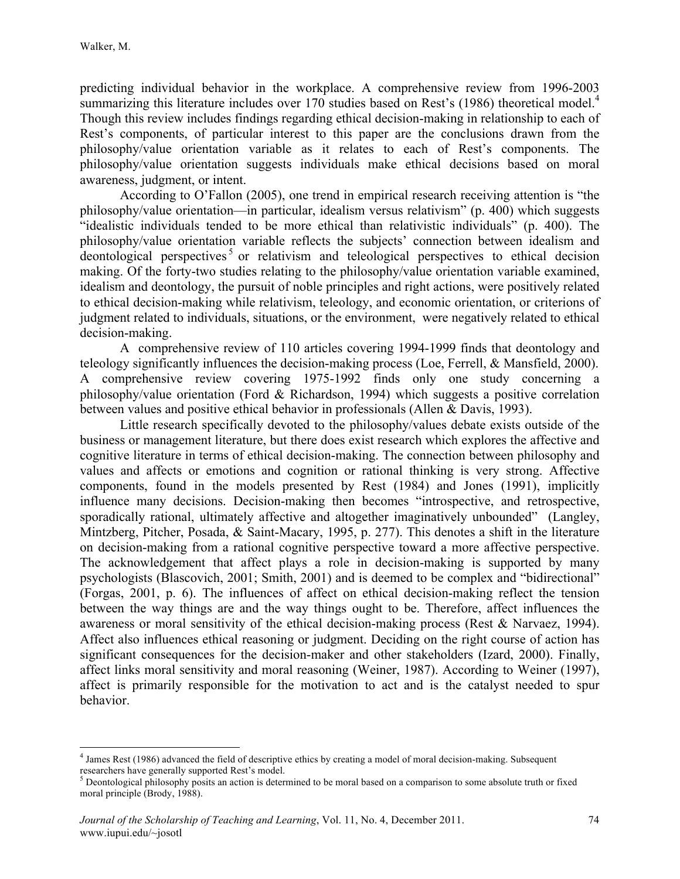predicting individual behavior in the workplace. A comprehensive review from 1996-2003 summarizing this literature includes over 170 studies based on Rest's (1986) theoretical model.[4] Though this review includes findings regarding ethical decision-making in relationship to each of Rest's components, of particular interest to this paper are the conclusions drawn from the philosophy/value orientation variable as it relates to each of Rest's components. The philosophy/value orientation suggests individuals make ethical decisions based on moral awareness, judgment, or intent.

According to O'Fallon (2005), one trend in empirical research receiving attention is "the philosophy/value orientation—in particular, idealism versus relativism" (p. 400) which suggests "idealistic individuals tended to be more ethical than relativistic individuals" (p. 400). The philosophy/value orientation variable reflects the subjects' connection between idealism and deontological perspectives[5] or relativism and teleological perspectives to ethical decision making. Of the forty-two studies relating to the philosophy/value orientation variable examined, idealism and deontology, the pursuit of noble principles and right actions, were positively related to ethical decision-making while relativism, teleology, and economic orientation, or criterions of judgment related to individuals, situations, or the environment, were negatively related to ethical decision-making.

A comprehensive review of 110 articles covering 1994-1999 finds that deontology and teleology significantly influences the decision-making process (Loe, Ferrell, & Mansfield, 2000). A comprehensive review covering 1975-1992 finds only one study concerning a philosophy/value orientation (Ford & Richardson, 1994) which suggests a positive correlation between values and positive ethical behavior in professionals (Allen & Davis, 1993).

Little research specifically devoted to the philosophy/values debate exists outside of the business or management literature, but there does exist research which explores the affective and cognitive literature in terms of ethical decision-making. The connection between philosophy and values and affects or emotions and cognition or rational thinking is very strong. Affective components, found in the models presented by Rest (1984) and Jones (1991), implicitly influence many decisions. Decision-making then becomes "introspective, and retrospective, sporadically rational, ultimately affective and altogether imaginatively unbounded" (Langley, Mintzberg, Pitcher, Posada, & Saint-Macary, 1995, p. 277). This denotes a shift in the literature on decision-making from a rational cognitive perspective toward a more affective perspective. The acknowledgement that affect plays a role in decision-making is supported by many psychologists (Blascovich, 2001; Smith, 2001) and is deemed to be complex and "bidirectional" (Forgas, 2001, p. 6). The influences of affect on ethical decision-making reflect the tension between the way things are and the way things ought to be. Therefore, affect influences the awareness or moral sensitivity of the ethical decision-making process (Rest & Narvaez, 1994). Affect also influences ethical reasoning or judgment. Deciding on the right course of action has significant consequences for the decision-maker and other stakeholders (Izard, 2000). Finally, affect links moral sensitivity and moral reasoning (Weiner, 1987). According to Weiner (1997), affect is primarily responsible for the motivation to act and is the catalyst needed to spur behavior.

---

[4] James Rest (1986) advanced the field of descriptive ethics by creating a model of moral decision-making. Subsequent researchers have generally supported Rest's model.

[5] Deontological philosophy posits an action is determined to be moral based on a comparison to some absolute truth or fixed moral principle (Brody, 1988).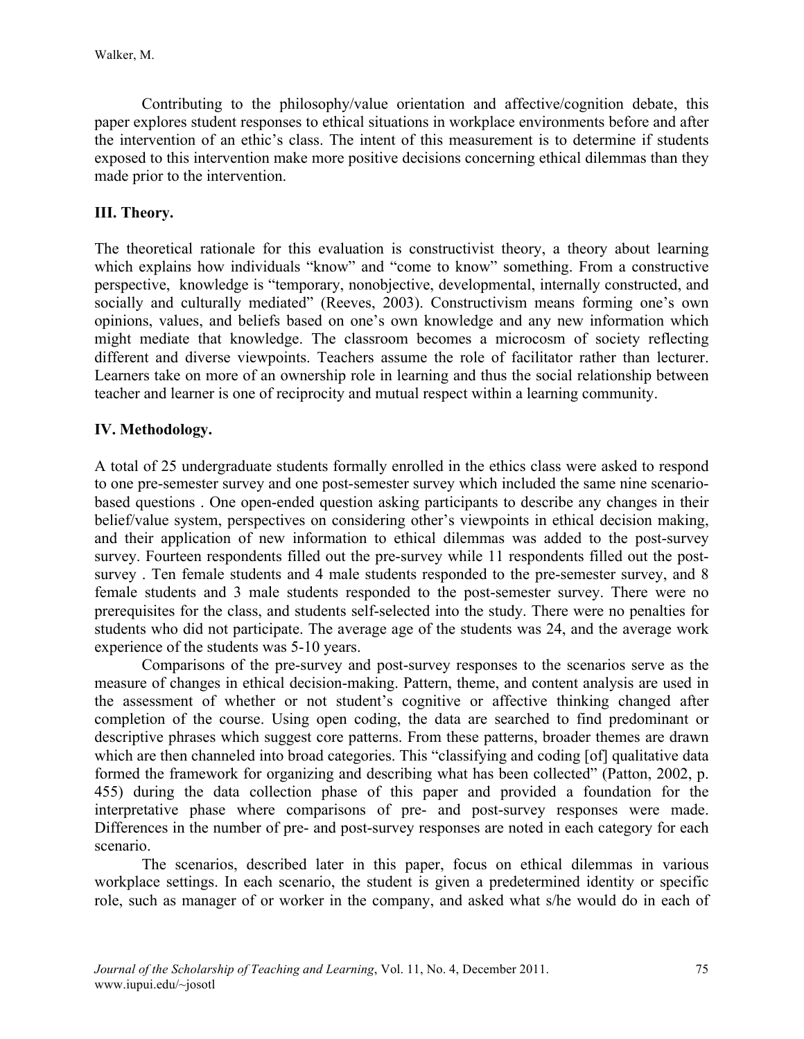Contributing to the philosophy/value orientation and affective/cognition debate, this paper explores student responses to ethical situations in workplace environments before and after the intervention of an ethic's class. The intent of this measurement is to determine if students exposed to this intervention make more positive decisions concerning ethical dilemmas than they made prior to the intervention.

## III. Theory.

The theoretical rationale for this evaluation is constructivist theory, a theory about learning which explains how individuals "know" and "come to know" something. From a constructive perspective, knowledge is "temporary, nonobjective, developmental, internally constructed, and socially and culturally mediated" (Reeves, 2003). Constructivism means forming one's own opinions, values, and beliefs based on one's own knowledge and any new information which might mediate that knowledge. The classroom becomes a microcosm of society reflecting different and diverse viewpoints. Teachers assume the role of facilitator rather than lecturer. Learners take on more of an ownership role in learning and thus the social relationship between teacher and learner is one of reciprocity and mutual respect within a learning community.

## IV. Methodology.

A total of 25 undergraduate students formally enrolled in the ethics class were asked to respond to one pre-semester survey and one post-semester survey which included the same nine scenario-based questions . One open-ended question asking participants to describe any changes in their belief/value system, perspectives on considering other's viewpoints in ethical decision making, and their application of new information to ethical dilemmas was added to the post-survey survey. Fourteen respondents filled out the pre-survey while 11 respondents filled out the post-survey . Ten female students and 4 male students responded to the pre-semester survey, and 8 female students and 3 male students responded to the post-semester survey. There were no prerequisites for the class, and students self-selected into the study. There were no penalties for students who did not participate. The average age of the students was 24, and the average work experience of the students was 5-10 years.

Comparisons of the pre-survey and post-survey responses to the scenarios serve as the measure of changes in ethical decision-making. Pattern, theme, and content analysis are used in the assessment of whether or not student's cognitive or affective thinking changed after completion of the course. Using open coding, the data are searched to find predominant or descriptive phrases which suggest core patterns. From these patterns, broader themes are drawn which are then channeled into broad categories. This "classifying and coding [of] qualitative data formed the framework for organizing and describing what has been collected" (Patton, 2002, p. 455) during the data collection phase of this paper and provided a foundation for the interpretative phase where comparisons of pre- and post-survey responses were made. Differences in the number of pre- and post-survey responses are noted in each category for each scenario.

The scenarios, described later in this paper, focus on ethical dilemmas in various workplace settings. In each scenario, the student is given a predetermined identity or specific role, such as manager of or worker in the company, and asked what s/he would do in each of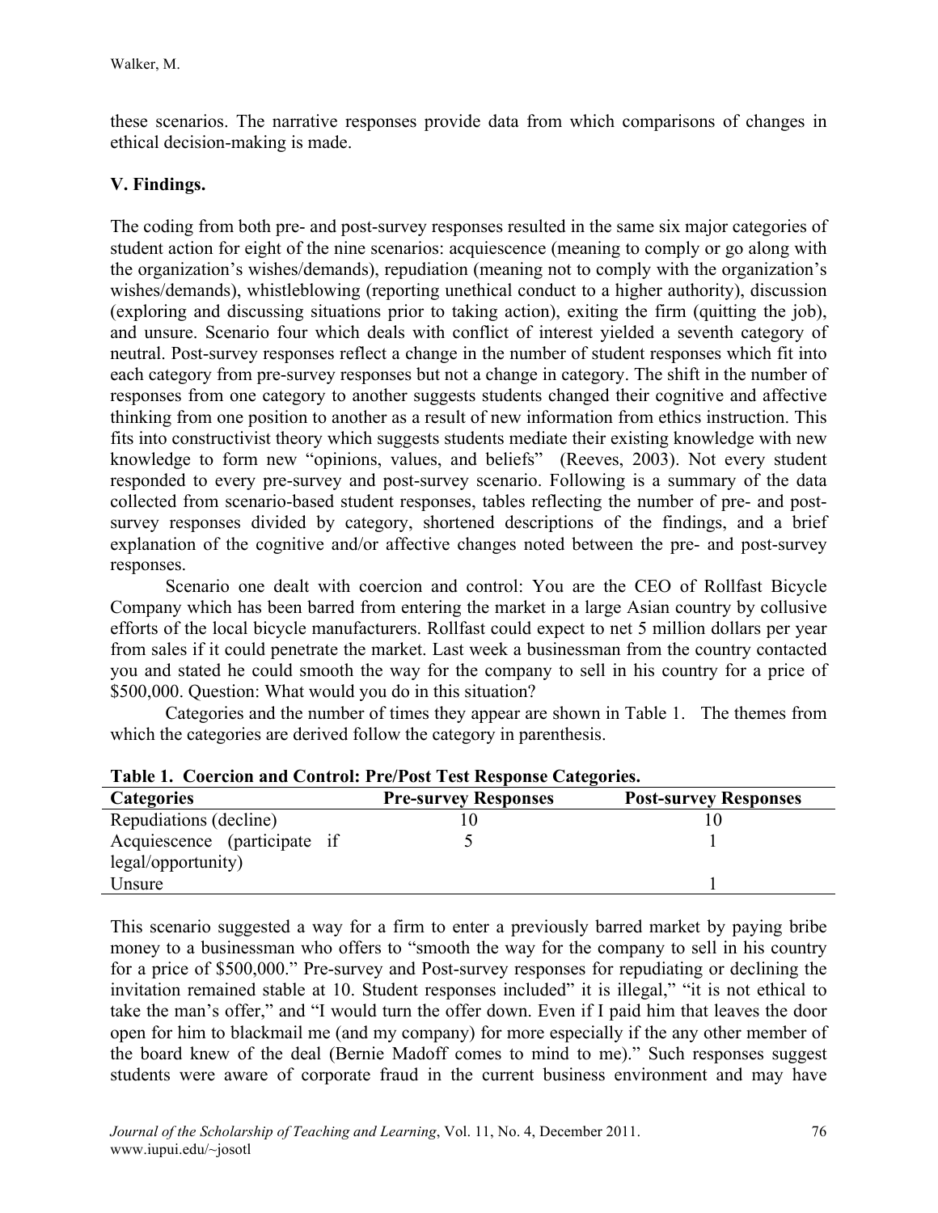these scenarios. The narrative responses provide data from which comparisons of changes in ethical decision-making is made.

## V. Findings.

The coding from both pre- and post-survey responses resulted in the same six major categories of student action for eight of the nine scenarios: acquiescence (meaning to comply or go along with the organization's wishes/demands), repudiation (meaning not to comply with the organization's wishes/demands), whistleblowing (reporting unethical conduct to a higher authority), discussion (exploring and discussing situations prior to taking action), exiting the firm (quitting the job), and unsure. Scenario four which deals with conflict of interest yielded a seventh category of neutral. Post-survey responses reflect a change in the number of student responses which fit into each category from pre-survey responses but not a change in category. The shift in the number of responses from one category to another suggests students changed their cognitive and affective thinking from one position to another as a result of new information from ethics instruction. This fits into constructivist theory which suggests students mediate their existing knowledge with new knowledge to form new "opinions, values, and beliefs" (Reeves, 2003). Not every student responded to every pre-survey and post-survey scenario. Following is a summary of the data collected from scenario-based student responses, tables reflecting the number of pre- and post-survey responses divided by category, shortened descriptions of the findings, and a brief explanation of the cognitive and/or affective changes noted between the pre- and post-survey responses.

Scenario one dealt with coercion and control: You are the CEO of Rollfast Bicycle Company which has been barred from entering the market in a large Asian country by collusive efforts of the local bicycle manufacturers. Rollfast could expect to net 5 million dollars per year from sales if it could penetrate the market. Last week a businessman from the country contacted you and stated he could smooth the way for the company to sell in his country for a price of $500,000. Question: What would you do in this situation?

Categories and the number of times they appear are shown in Table 1. The themes from which the categories are derived follow the category in parenthesis.

**Table 1. Coercion and Control: Pre/Post Test Response Categories.**

| Categories | Pre-survey Responses | Post-survey Responses |
|---|---|---|
| Repudiations (decline) | 10 | 10 |
| Acquiescence (participate if legal/opportunity) | 5 | 1 |
| Unsure | | 1 |

This scenario suggested a way for a firm to enter a previously barred market by paying bribe money to a businessman who offers to "smooth the way for the company to sell in his country for a price of $500,000." Pre-survey and Post-survey responses for repudiating or declining the invitation remained stable at 10. Student responses included" it is illegal," "it is not ethical to take the man's offer," and "I would turn the offer down. Even if I paid him that leaves the door open for him to blackmail me (and my company) for more especially if the any other member of the board knew of the deal (Bernie Madoff comes to mind to me)." Such responses suggest students were aware of corporate fraud in the current business environment and may have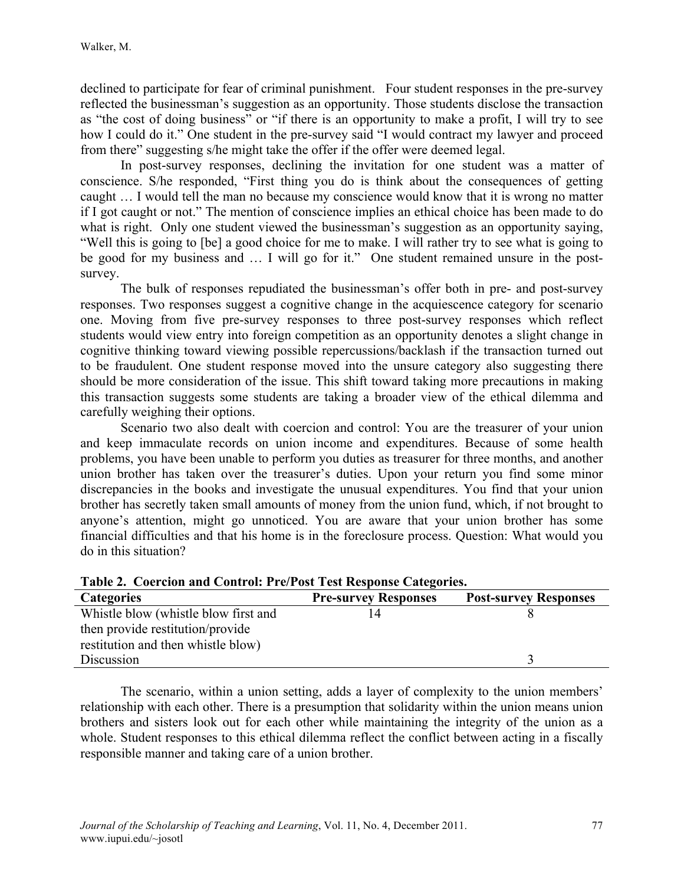declined to participate for fear of criminal punishment. Four student responses in the pre-survey reflected the businessman's suggestion as an opportunity. Those students disclose the transaction as "the cost of doing business" or "if there is an opportunity to make a profit, I will try to see how I could do it." One student in the pre-survey said "I would contract my lawyer and proceed from there" suggesting s/he might take the offer if the offer were deemed legal.

In post-survey responses, declining the invitation for one student was a matter of conscience. S/he responded, "First thing you do is think about the consequences of getting caught … I would tell the man no because my conscience would know that it is wrong no matter if I got caught or not." The mention of conscience implies an ethical choice has been made to do what is right. Only one student viewed the businessman's suggestion as an opportunity saying, "Well this is going to [be] a good choice for me to make. I will rather try to see what is going to be good for my business and … I will go for it." One student remained unsure in the post-survey.

The bulk of responses repudiated the businessman's offer both in pre- and post-survey responses. Two responses suggest a cognitive change in the acquiescence category for scenario one. Moving from five pre-survey responses to three post-survey responses which reflect students would view entry into foreign competition as an opportunity denotes a slight change in cognitive thinking toward viewing possible repercussions/backlash if the transaction turned out to be fraudulent. One student response moved into the unsure category also suggesting there should be more consideration of the issue. This shift toward taking more precautions in making this transaction suggests some students are taking a broader view of the ethical dilemma and carefully weighing their options.

Scenario two also dealt with coercion and control: You are the treasurer of your union and keep immaculate records on union income and expenditures. Because of some health problems, you have been unable to perform you duties as treasurer for three months, and another union brother has taken over the treasurer's duties. Upon your return you find some minor discrepancies in the books and investigate the unusual expenditures. You find that your union brother has secretly taken small amounts of money from the union fund, which, if not brought to anyone's attention, might go unnoticed. You are aware that your union brother has some financial difficulties and that his home is in the foreclosure process. Question: What would you do in this situation?

**Table 2. Coercion and Control: Pre/Post Test Response Categories.**

| Categories | Pre-survey Responses | Post-survey Responses |
|---|---|---|
| Whistle blow (whistle blow first and then provide restitution/provide restitution and then whistle blow) | 14 | 8 |
| Discussion | | 3 |

The scenario, within a union setting, adds a layer of complexity to the union members' relationship with each other. There is a presumption that solidarity within the union means union brothers and sisters look out for each other while maintaining the integrity of the union as a whole. Student responses to this ethical dilemma reflect the conflict between acting in a fiscally responsible manner and taking care of a union brother.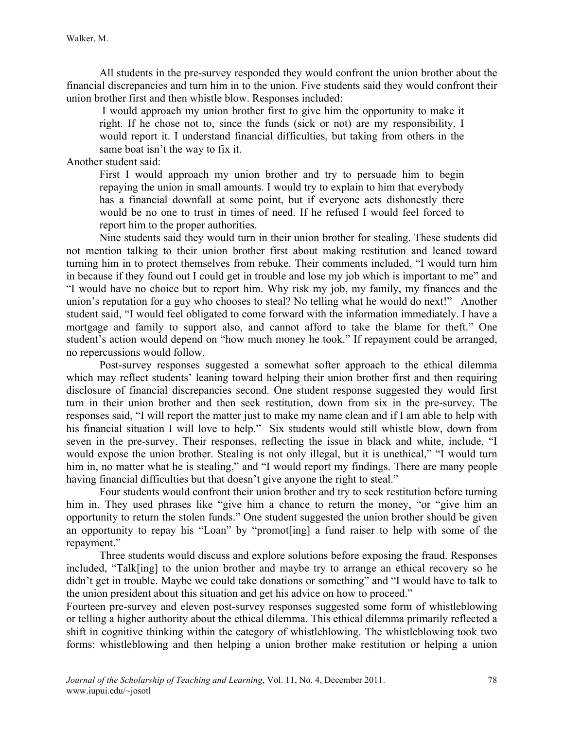All students in the pre-survey responded they would confront the union brother about the financial discrepancies and turn him in to the union. Five students said they would confront their union brother first and then whistle blow. Responses included:

> I would approach my union brother first to give him the opportunity to make it right. If he chose not to, since the funds (sick or not) are my responsibility, I would report it. I understand financial difficulties, but taking from others in the same boat isn't the way to fix it.

Another student said:

> First I would approach my union brother and try to persuade him to begin repaying the union in small amounts. I would try to explain to him that everybody has a financial downfall at some point, but if everyone acts dishonestly there would be no one to trust in times of need. If he refused I would feel forced to report him to the proper authorities.

Nine students said they would turn in their union brother for stealing. These students did not mention talking to their union brother first about making restitution and leaned toward turning him in to protect themselves from rebuke. Their comments included, "I would turn him in because if they found out I could get in trouble and lose my job which is important to me" and "I would have no choice but to report him. Why risk my job, my family, my finances and the union's reputation for a guy who chooses to steal? No telling what he would do next!" Another student said, "I would feel obligated to come forward with the information immediately. I have a mortgage and family to support also, and cannot afford to take the blame for theft." One student's action would depend on "how much money he took." If repayment could be arranged, no repercussions would follow.

Post-survey responses suggested a somewhat softer approach to the ethical dilemma which may reflect students' leaning toward helping their union brother first and then requiring disclosure of financial discrepancies second. One student response suggested they would first turn in their union brother and then seek restitution, down from six in the pre-survey. The responses said, "I will report the matter just to make my name clean and if I am able to help with his financial situation I will love to help." Six students would still whistle blow, down from seven in the pre-survey. Their responses, reflecting the issue in black and white, include, "I would expose the union brother. Stealing is not only illegal, but it is unethical," "I would turn him in, no matter what he is stealing," and "I would report my findings. There are many people having financial difficulties but that doesn't give anyone the right to steal."

Four students would confront their union brother and try to seek restitution before turning him in. They used phrases like "give him a chance to return the money, "or "give him an opportunity to return the stolen funds." One student suggested the union brother should be given an opportunity to repay his "Loan" by "promot[ing] a fund raiser to help with some of the repayment."

Three students would discuss and explore solutions before exposing the fraud. Responses included, "Talk[ing] to the union brother and maybe try to arrange an ethical recovery so he didn't get in trouble. Maybe we could take donations or something" and "I would have to talk to the union president about this situation and get his advice on how to proceed."

Fourteen pre-survey and eleven post-survey responses suggested some form of whistleblowing or telling a higher authority about the ethical dilemma. This ethical dilemma primarily reflected a shift in cognitive thinking within the category of whistleblowing. The whistleblowing took two forms: whistleblowing and then helping a union brother make restitution or helping a union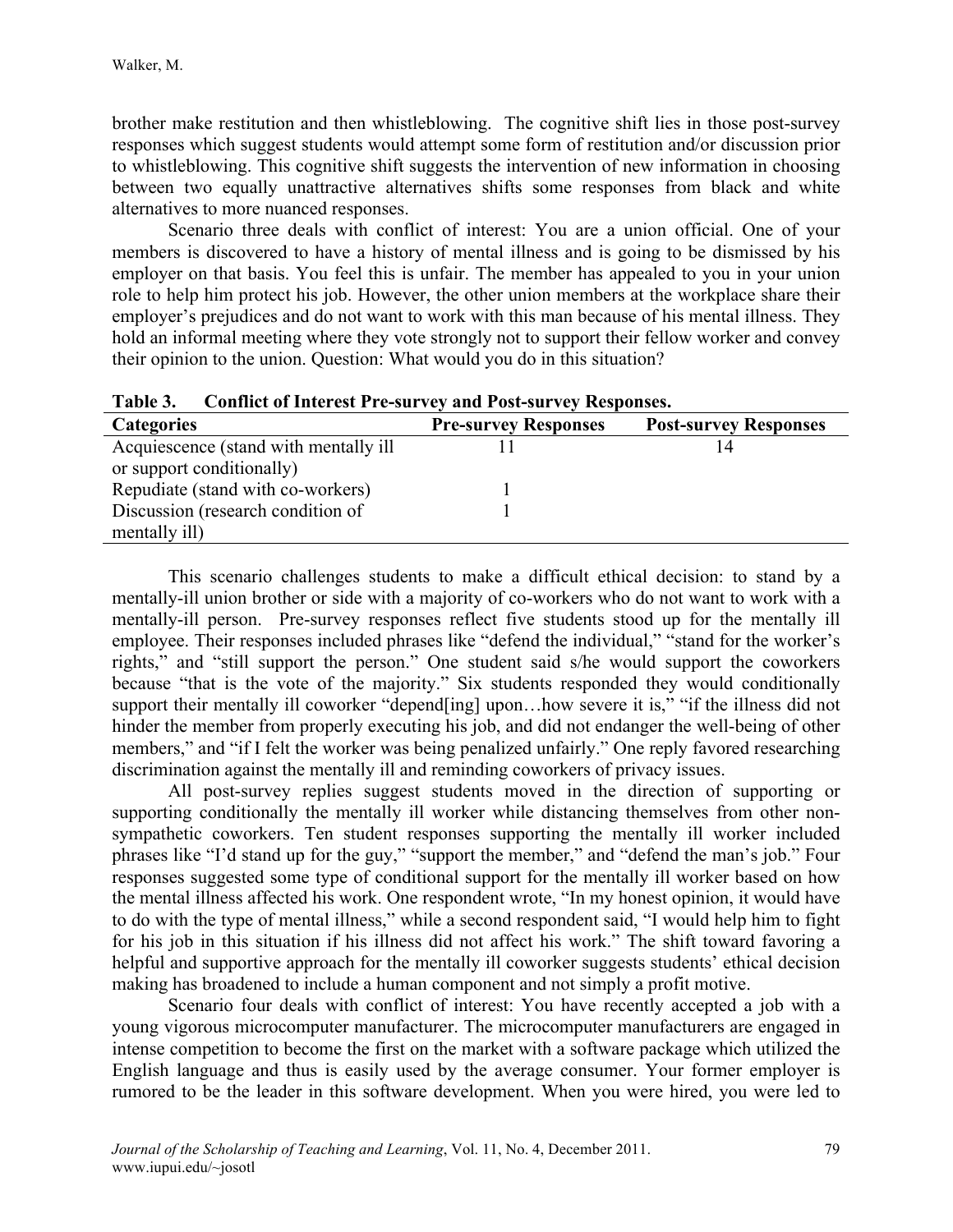brother make restitution and then whistleblowing. The cognitive shift lies in those post-survey responses which suggest students would attempt some form of restitution and/or discussion prior to whistleblowing. This cognitive shift suggests the intervention of new information in choosing between two equally unattractive alternatives shifts some responses from black and white alternatives to more nuanced responses.

Scenario three deals with conflict of interest: You are a union official. One of your members is discovered to have a history of mental illness and is going to be dismissed by his employer on that basis. You feel this is unfair. The member has appealed to you in your union role to help him protect his job. However, the other union members at the workplace share their employer's prejudices and do not want to work with this man because of his mental illness. They hold an informal meeting where they vote strongly not to support their fellow worker and convey their opinion to the union. Question: What would you do in this situation?

**Table 3. Conflict of Interest Pre-survey and Post-survey Responses.**

| Categories | Pre-survey Responses | Post-survey Responses |
|---|---|---|
| Acquiescence (stand with mentally ill or support conditionally) | 11 | 14 |
| Repudiate (stand with co-workers) | 1 | |
| Discussion (research condition of mentally ill) | 1 | |

This scenario challenges students to make a difficult ethical decision: to stand by a mentally-ill union brother or side with a majority of co-workers who do not want to work with a mentally-ill person. Pre-survey responses reflect five students stood up for the mentally ill employee. Their responses included phrases like "defend the individual," "stand for the worker's rights," and "still support the person." One student said s/he would support the coworkers because "that is the vote of the majority." Six students responded they would conditionally support their mentally ill coworker "depend[ing] upon…how severe it is," "if the illness did not hinder the member from properly executing his job, and did not endanger the well-being of other members," and "if I felt the worker was being penalized unfairly." One reply favored researching discrimination against the mentally ill and reminding coworkers of privacy issues.

All post-survey replies suggest students moved in the direction of supporting or supporting conditionally the mentally ill worker while distancing themselves from other non-sympathetic coworkers. Ten student responses supporting the mentally ill worker included phrases like "I'd stand up for the guy," "support the member," and "defend the man's job." Four responses suggested some type of conditional support for the mentally ill worker based on how the mental illness affected his work. One respondent wrote, "In my honest opinion, it would have to do with the type of mental illness," while a second respondent said, "I would help him to fight for his job in this situation if his illness did not affect his work." The shift toward favoring a helpful and supportive approach for the mentally ill coworker suggests students' ethical decision making has broadened to include a human component and not simply a profit motive.

Scenario four deals with conflict of interest: You have recently accepted a job with a young vigorous microcomputer manufacturer. The microcomputer manufacturers are engaged in intense competition to become the first on the market with a software package which utilized the English language and thus is easily used by the average consumer. Your former employer is rumored to be the leader in this software development. When you were hired, you were led to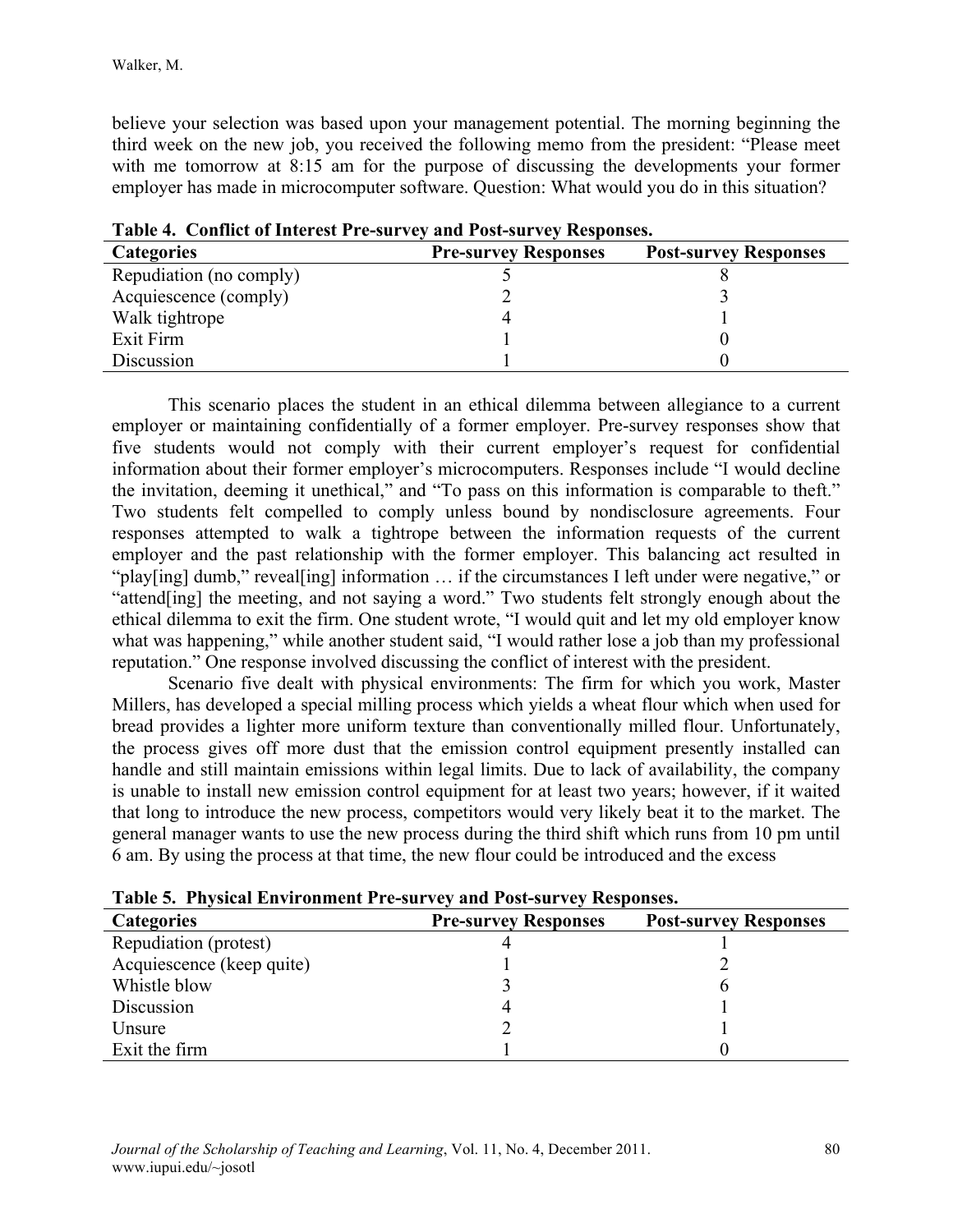believe your selection was based upon your management potential. The morning beginning the third week on the new job, you received the following memo from the president: "Please meet with me tomorrow at 8:15 am for the purpose of discussing the developments your former employer has made in microcomputer software. Question: What would you do in this situation?

**Table 4. Conflict of Interest Pre-survey and Post-survey Responses.**

| Categories | Pre-survey Responses | Post-survey Responses |
|---|---|---|
| Repudiation (no comply) | 5 | 8 |
| Acquiescence (comply) | 2 | 3 |
| Walk tightrope | 4 | 1 |
| Exit Firm | 1 | 0 |
| Discussion | 1 | 0 |

This scenario places the student in an ethical dilemma between allegiance to a current employer or maintaining confidentially of a former employer. Pre-survey responses show that five students would not comply with their current employer's request for confidential information about their former employer's microcomputers. Responses include "I would decline the invitation, deeming it unethical," and "To pass on this information is comparable to theft." Two students felt compelled to comply unless bound by nondisclosure agreements. Four responses attempted to walk a tightrope between the information requests of the current employer and the past relationship with the former employer. This balancing act resulted in "play[ing] dumb," reveal[ing] information … if the circumstances I left under were negative," or "attend[ing] the meeting, and not saying a word." Two students felt strongly enough about the ethical dilemma to exit the firm. One student wrote, "I would quit and let my old employer know what was happening," while another student said, "I would rather lose a job than my professional reputation." One response involved discussing the conflict of interest with the president.

Scenario five dealt with physical environments: The firm for which you work, Master Millers, has developed a special milling process which yields a wheat flour which when used for bread provides a lighter more uniform texture than conventionally milled flour. Unfortunately, the process gives off more dust that the emission control equipment presently installed can handle and still maintain emissions within legal limits. Due to lack of availability, the company is unable to install new emission control equipment for at least two years; however, if it waited that long to introduce the new process, competitors would very likely beat it to the market. The general manager wants to use the new process during the third shift which runs from 10 pm until 6 am. By using the process at that time, the new flour could be introduced and the excess

**Table 5. Physical Environment Pre-survey and Post-survey Responses.**

| Categories | Pre-survey Responses | Post-survey Responses |
|---|---|---|
| Repudiation (protest) | 4 | 1 |
| Acquiescence (keep quite) | 1 | 2 |
| Whistle blow | 3 | 6 |
| Discussion | 4 | 1 |
| Unsure | 2 | 1 |
| Exit the firm | 1 | 0 |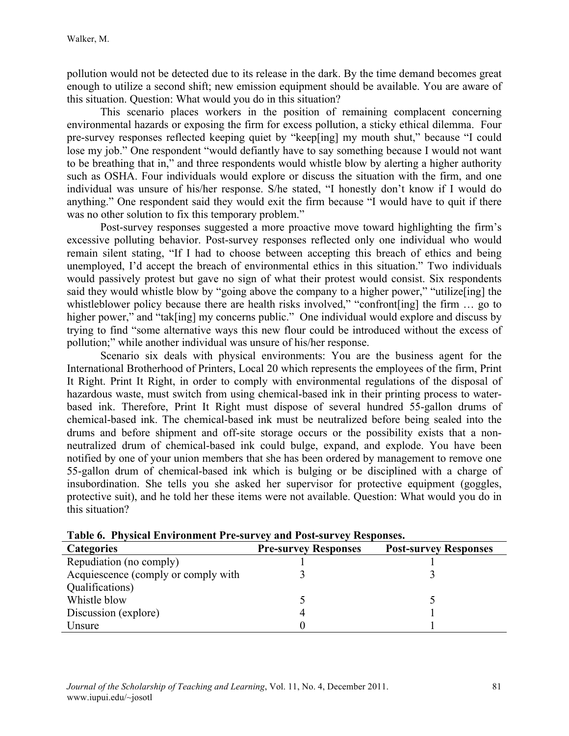pollution would not be detected due to its release in the dark. By the time demand becomes great enough to utilize a second shift; new emission equipment should be available. You are aware of this situation. Question: What would you do in this situation?

This scenario places workers in the position of remaining complacent concerning environmental hazards or exposing the firm for excess pollution, a sticky ethical dilemma. Four pre-survey responses reflected keeping quiet by "keep[ing] my mouth shut," because "I could lose my job." One respondent "would defiantly have to say something because I would not want to be breathing that in," and three respondents would whistle blow by alerting a higher authority such as OSHA. Four individuals would explore or discuss the situation with the firm, and one individual was unsure of his/her response. S/he stated, "I honestly don't know if I would do anything." One respondent said they would exit the firm because "I would have to quit if there was no other solution to fix this temporary problem."

Post-survey responses suggested a more proactive move toward highlighting the firm's excessive polluting behavior. Post-survey responses reflected only one individual who would remain silent stating, "If I had to choose between accepting this breach of ethics and being unemployed, I'd accept the breach of environmental ethics in this situation." Two individuals would passively protest but gave no sign of what their protest would consist. Six respondents said they would whistle blow by "going above the company to a higher power," "utilize[ing] the whistleblower policy because there are health risks involved," "confront[ing] the firm … go to higher power," and "tak[ing] my concerns public." One individual would explore and discuss by trying to find "some alternative ways this new flour could be introduced without the excess of pollution;" while another individual was unsure of his/her response.

Scenario six deals with physical environments: You are the business agent for the International Brotherhood of Printers, Local 20 which represents the employees of the firm, Print It Right. Print It Right, in order to comply with environmental regulations of the disposal of hazardous waste, must switch from using chemical-based ink in their printing process to water-based ink. Therefore, Print It Right must dispose of several hundred 55-gallon drums of chemical-based ink. The chemical-based ink must be neutralized before being sealed into the drums and before shipment and off-site storage occurs or the possibility exists that a non-neutralized drum of chemical-based ink could bulge, expand, and explode. You have been notified by one of your union members that she has been ordered by management to remove one 55-gallon drum of chemical-based ink which is bulging or be disciplined with a charge of insubordination. She tells you she asked her supervisor for protective equipment (goggles, protective suit), and he told her these items were not available. Question: What would you do in this situation?

**Table 6. Physical Environment Pre-survey and Post-survey Responses.**

| Categories | Pre-survey Responses | Post-survey Responses |
|---|---|---|
| Repudiation (no comply) | 1 | 1 |
| Acquiescence (comply or comply with Qualifications) | 3 | 3 |
| Whistle blow | 5 | 5 |
| Discussion (explore) | 4 | 1 |
| Unsure | 0 | 1 |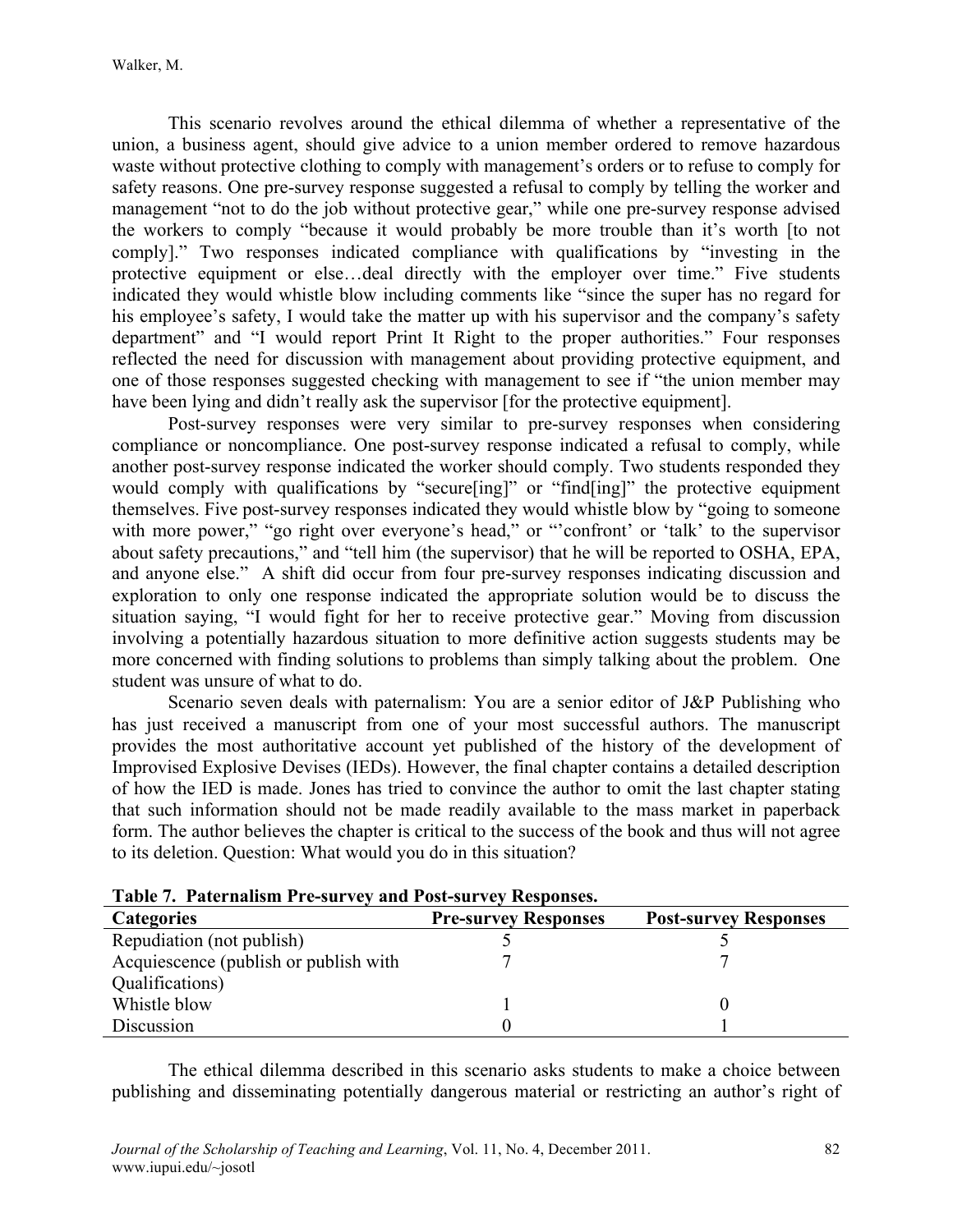This scenario revolves around the ethical dilemma of whether a representative of the union, a business agent, should give advice to a union member ordered to remove hazardous waste without protective clothing to comply with management's orders or to refuse to comply for safety reasons. One pre-survey response suggested a refusal to comply by telling the worker and management "not to do the job without protective gear," while one pre-survey response advised the workers to comply "because it would probably be more trouble than it's worth [to not comply]." Two responses indicated compliance with qualifications by "investing in the protective equipment or else…deal directly with the employer over time." Five students indicated they would whistle blow including comments like "since the super has no regard for his employee's safety, I would take the matter up with his supervisor and the company's safety department" and "I would report Print It Right to the proper authorities." Four responses reflected the need for discussion with management about providing protective equipment, and one of those responses suggested checking with management to see if "the union member may have been lying and didn't really ask the supervisor [for the protective equipment].

Post-survey responses were very similar to pre-survey responses when considering compliance or noncompliance. One post-survey response indicated a refusal to comply, while another post-survey response indicated the worker should comply. Two students responded they would comply with qualifications by "secure[ing]" or "find[ing]" the protective equipment themselves. Five post-survey responses indicated they would whistle blow by "going to someone with more power," "go right over everyone's head," or "'confront' or 'talk' to the supervisor about safety precautions," and "tell him (the supervisor) that he will be reported to OSHA, EPA, and anyone else." A shift did occur from four pre-survey responses indicating discussion and exploration to only one response indicated the appropriate solution would be to discuss the situation saying, "I would fight for her to receive protective gear." Moving from discussion involving a potentially hazardous situation to more definitive action suggests students may be more concerned with finding solutions to problems than simply talking about the problem. One student was unsure of what to do.

Scenario seven deals with paternalism: You are a senior editor of J&P Publishing who has just received a manuscript from one of your most successful authors. The manuscript provides the most authoritative account yet published of the history of the development of Improvised Explosive Devises (IEDs). However, the final chapter contains a detailed description of how the IED is made. Jones has tried to convince the author to omit the last chapter stating that such information should not be made readily available to the mass market in paperback form. The author believes the chapter is critical to the success of the book and thus will not agree to its deletion. Question: What would you do in this situation?

**Table 7. Paternalism Pre-survey and Post-survey Responses.**

| Categories | Pre-survey Responses | Post-survey Responses |
|---|---|---|
| Repudiation (not publish) | 5 | 5 |
| Acquiescence (publish or publish with Qualifications) | 7 | 7 |
| Whistle blow | 1 | 0 |
| Discussion | 0 | 1 |

The ethical dilemma described in this scenario asks students to make a choice between publishing and disseminating potentially dangerous material or restricting an author's right of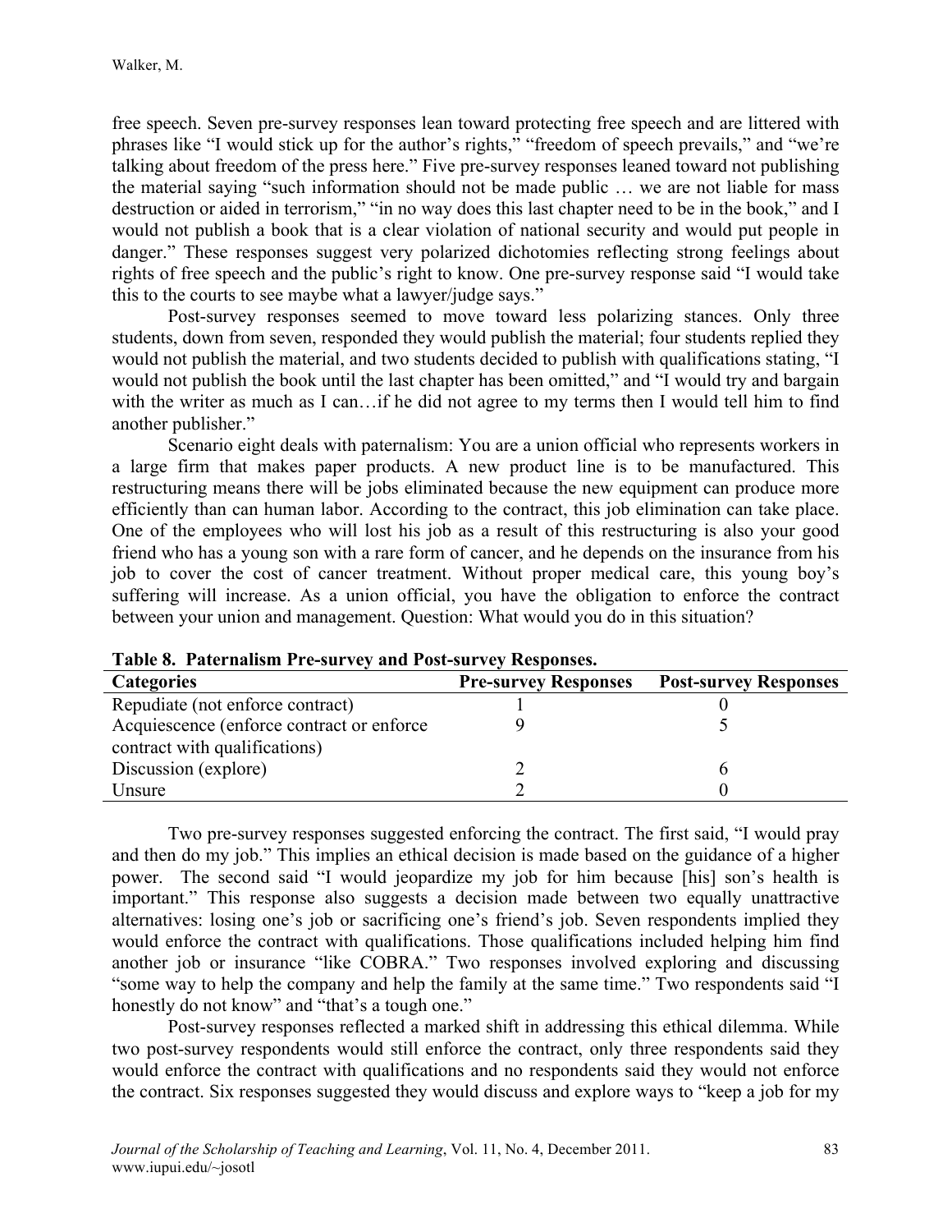free speech. Seven pre-survey responses lean toward protecting free speech and are littered with phrases like "I would stick up for the author's rights," "freedom of speech prevails," and "we're talking about freedom of the press here." Five pre-survey responses leaned toward not publishing the material saying "such information should not be made public … we are not liable for mass destruction or aided in terrorism," "in no way does this last chapter need to be in the book," and I would not publish a book that is a clear violation of national security and would put people in danger." These responses suggest very polarized dichotomies reflecting strong feelings about rights of free speech and the public's right to know. One pre-survey response said "I would take this to the courts to see maybe what a lawyer/judge says."

Post-survey responses seemed to move toward less polarizing stances. Only three students, down from seven, responded they would publish the material; four students replied they would not publish the material, and two students decided to publish with qualifications stating, "I would not publish the book until the last chapter has been omitted," and "I would try and bargain with the writer as much as I can…if he did not agree to my terms then I would tell him to find another publisher."

Scenario eight deals with paternalism: You are a union official who represents workers in a large firm that makes paper products. A new product line is to be manufactured. This restructuring means there will be jobs eliminated because the new equipment can produce more efficiently than can human labor. According to the contract, this job elimination can take place. One of the employees who will lost his job as a result of this restructuring is also your good friend who has a young son with a rare form of cancer, and he depends on the insurance from his job to cover the cost of cancer treatment. Without proper medical care, this young boy's suffering will increase. As a union official, you have the obligation to enforce the contract between your union and management. Question: What would you do in this situation?

**Table 8. Paternalism Pre-survey and Post-survey Responses.**

| Categories | Pre-survey Responses | Post-survey Responses |
|---|---|---|
| Repudiate (not enforce contract) | 1 | 0 |
| Acquiescence (enforce contract or enforce contract with qualifications) | 9 | 5 |
| Discussion (explore) | 2 | 6 |
| Unsure | 2 | 0 |

Two pre-survey responses suggested enforcing the contract. The first said, "I would pray and then do my job." This implies an ethical decision is made based on the guidance of a higher power. The second said "I would jeopardize my job for him because [his] son's health is important." This response also suggests a decision made between two equally unattractive alternatives: losing one's job or sacrificing one's friend's job. Seven respondents implied they would enforce the contract with qualifications. Those qualifications included helping him find another job or insurance "like COBRA." Two responses involved exploring and discussing "some way to help the company and help the family at the same time." Two respondents said "I honestly do not know" and "that's a tough one."

Post-survey responses reflected a marked shift in addressing this ethical dilemma. While two post-survey respondents would still enforce the contract, only three respondents said they would enforce the contract with qualifications and no respondents said they would not enforce the contract. Six responses suggested they would discuss and explore ways to "keep a job for my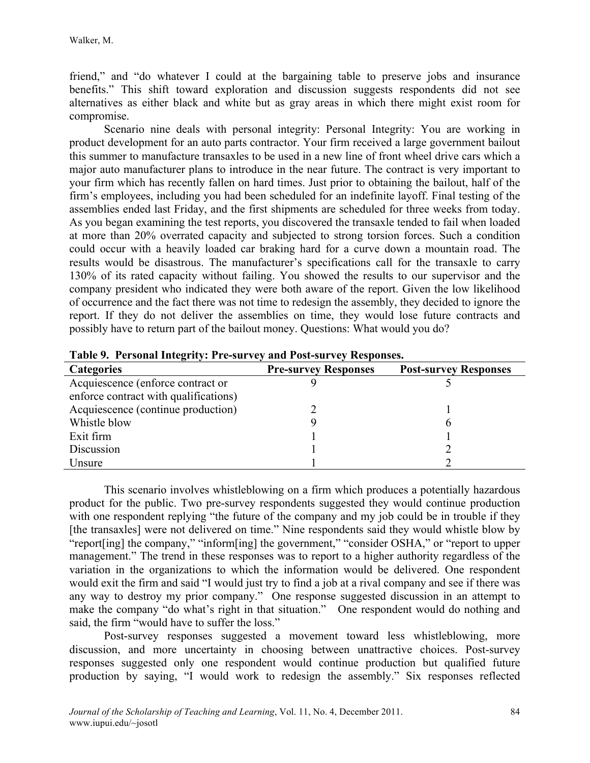friend," and "do whatever I could at the bargaining table to preserve jobs and insurance benefits." This shift toward exploration and discussion suggests respondents did not see alternatives as either black and white but as gray areas in which there might exist room for compromise.

Scenario nine deals with personal integrity: Personal Integrity: You are working in product development for an auto parts contractor. Your firm received a large government bailout this summer to manufacture transaxles to be used in a new line of front wheel drive cars which a major auto manufacturer plans to introduce in the near future. The contract is very important to your firm which has recently fallen on hard times. Just prior to obtaining the bailout, half of the firm's employees, including you had been scheduled for an indefinite layoff. Final testing of the assemblies ended last Friday, and the first shipments are scheduled for three weeks from today. As you began examining the test reports, you discovered the transaxle tended to fail when loaded at more than 20% overrated capacity and subjected to strong torsion forces. Such a condition could occur with a heavily loaded car braking hard for a curve down a mountain road. The results would be disastrous. The manufacturer's specifications call for the transaxle to carry 130% of its rated capacity without failing. You showed the results to our supervisor and the company president who indicated they were both aware of the report. Given the low likelihood of occurrence and the fact there was not time to redesign the assembly, they decided to ignore the report. If they do not deliver the assemblies on time, they would lose future contracts and possibly have to return part of the bailout money. Questions: What would you do?

**Table 9. Personal Integrity: Pre-survey and Post-survey Responses.**

| Categories | Pre-survey Responses | Post-survey Responses |
|---|---|---|
| Acquiescence (enforce contract or enforce contract with qualifications) | 9 | 5 |
| Acquiescence (continue production) | 2 | 1 |
| Whistle blow | 9 | 6 |
| Exit firm | 1 | 1 |
| Discussion | 1 | 2 |
| Unsure | 1 | 2 |

This scenario involves whistleblowing on a firm which produces a potentially hazardous product for the public. Two pre-survey respondents suggested they would continue production with one respondent replying "the future of the company and my job could be in trouble if they [the transaxles] were not delivered on time." Nine respondents said they would whistle blow by "report[ing] the company," "inform[ing] the government," "consider OSHA," or "report to upper management." The trend in these responses was to report to a higher authority regardless of the variation in the organizations to which the information would be delivered. One respondent would exit the firm and said "I would just try to find a job at a rival company and see if there was any way to destroy my prior company." One response suggested discussion in an attempt to make the company "do what's right in that situation." One respondent would do nothing and said, the firm "would have to suffer the loss."

Post-survey responses suggested a movement toward less whistleblowing, more discussion, and more uncertainty in choosing between unattractive choices. Post-survey responses suggested only one respondent would continue production but qualified future production by saying, "I would work to redesign the assembly." Six responses reflected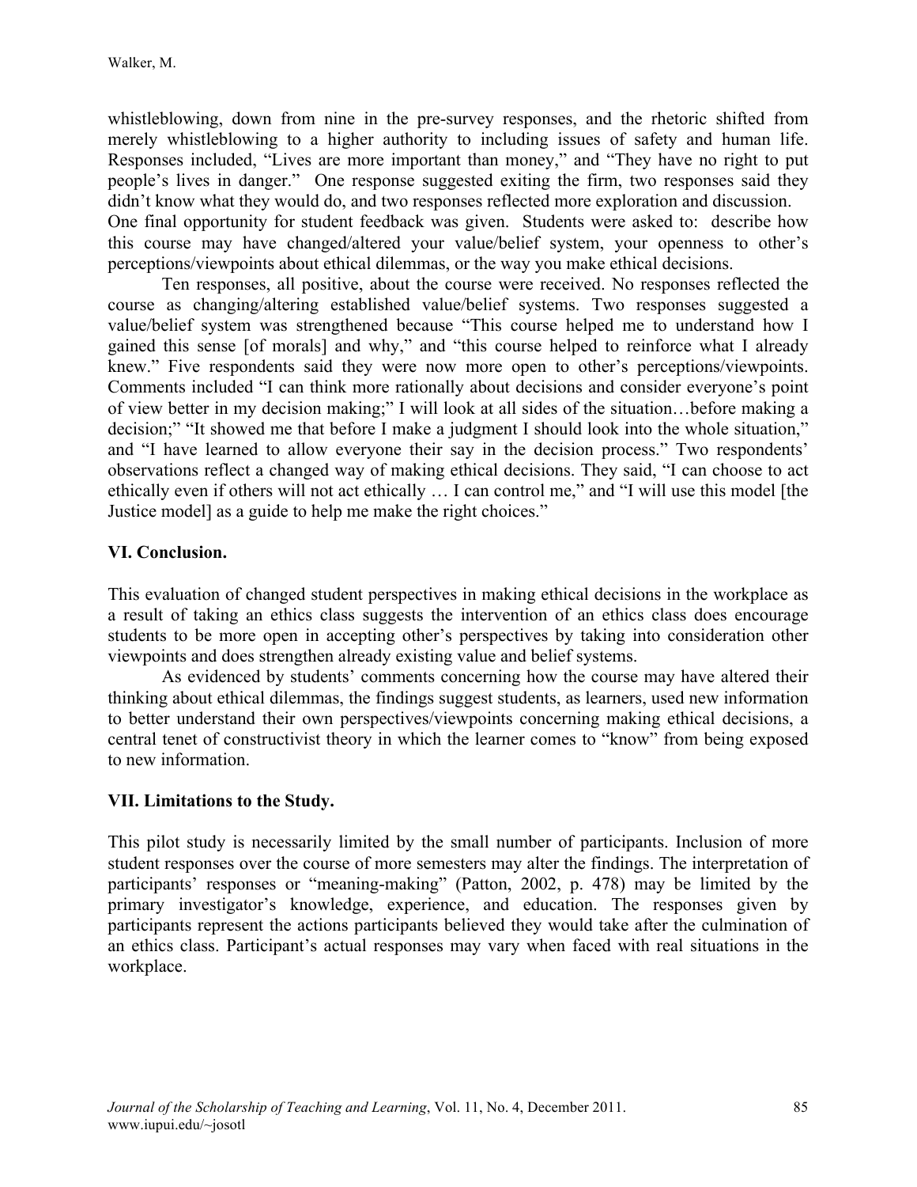whistleblowing, down from nine in the pre-survey responses, and the rhetoric shifted from merely whistleblowing to a higher authority to including issues of safety and human life. Responses included, "Lives are more important than money," and "They have no right to put people's lives in danger." One response suggested exiting the firm, two responses said they didn't know what they would do, and two responses reflected more exploration and discussion.

One final opportunity for student feedback was given. Students were asked to: describe how this course may have changed/altered your value/belief system, your openness to other's perceptions/viewpoints about ethical dilemmas, or the way you make ethical decisions.

Ten responses, all positive, about the course were received. No responses reflected the course as changing/altering established value/belief systems. Two responses suggested a value/belief system was strengthened because "This course helped me to understand how I gained this sense [of morals] and why," and "this course helped to reinforce what I already knew." Five respondents said they were now more open to other's perceptions/viewpoints. Comments included "I can think more rationally about decisions and consider everyone's point of view better in my decision making;" I will look at all sides of the situation…before making a decision;" "It showed me that before I make a judgment I should look into the whole situation," and "I have learned to allow everyone their say in the decision process." Two respondents' observations reflect a changed way of making ethical decisions. They said, "I can choose to act ethically even if others will not act ethically … I can control me," and "I will use this model [the Justice model] as a guide to help me make the right choices."

## VI. Conclusion.

This evaluation of changed student perspectives in making ethical decisions in the workplace as a result of taking an ethics class suggests the intervention of an ethics class does encourage students to be more open in accepting other's perspectives by taking into consideration other viewpoints and does strengthen already existing value and belief systems.

As evidenced by students' comments concerning how the course may have altered their thinking about ethical dilemmas, the findings suggest students, as learners, used new information to better understand their own perspectives/viewpoints concerning making ethical decisions, a central tenet of constructivist theory in which the learner comes to "know" from being exposed to new information.

## VII. Limitations to the Study.

This pilot study is necessarily limited by the small number of participants. Inclusion of more student responses over the course of more semesters may alter the findings. The interpretation of participants' responses or "meaning-making" (Patton, 2002, p. 478) may be limited by the primary investigator's knowledge, experience, and education. The responses given by participants represent the actions participants believed they would take after the culmination of an ethics class. Participant's actual responses may vary when faced with real situations in the workplace.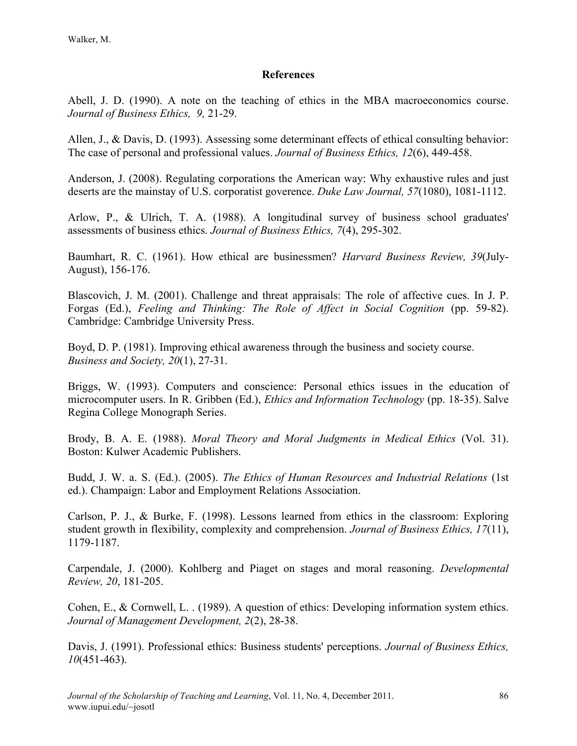## References

Abell, J. D. (1990). A note on the teaching of ethics in the MBA macroeconomics course. *Journal of Business Ethics, 9,* 21-29.

Allen, J., & Davis, D. (1993). Assessing some determinant effects of ethical consulting behavior: The case of personal and professional values. *Journal of Business Ethics, 12*(6), 449-458.

Anderson, J. (2008). Regulating corporations the American way: Why exhaustive rules and just deserts are the mainstay of U.S. corporatist goverence. *Duke Law Journal, 57*(1080), 1081-1112.

Arlow, P., & Ulrich, T. A. (1988). A longitudinal survey of business school graduates' assessments of business ethics. *Journal of Business Ethics, 7*(4), 295-302.

Baumhart, R. C. (1961). How ethical are businessmen? *Harvard Business Review, 39*(July-August), 156-176.

Blascovich, J. M. (2001). Challenge and threat appraisals: The role of affective cues. In J. P. Forgas (Ed.), *Feeling and Thinking: The Role of Affect in Social Cognition* (pp. 59-82). Cambridge: Cambridge University Press.

Boyd, D. P. (1981). Improving ethical awareness through the business and society course. *Business and Society, 20*(1), 27-31.

Briggs, W. (1993). Computers and conscience: Personal ethics issues in the education of microcomputer users. In R. Gribben (Ed.), *Ethics and Information Technology* (pp. 18-35). Salve Regina College Monograph Series.

Brody, B. A. E. (1988). *Moral Theory and Moral Judgments in Medical Ethics* (Vol. 31). Boston: Kulwer Academic Publishers.

Budd, J. W. a. S. (Ed.). (2005). *The Ethics of Human Resources and Industrial Relations* (1st ed.). Champaign: Labor and Employment Relations Association.

Carlson, P. J., & Burke, F. (1998). Lessons learned from ethics in the classroom: Exploring student growth in flexibility, complexity and comprehension. *Journal of Business Ethics, 17*(11), 1179-1187.

Carpendale, J. (2000). Kohlberg and Piaget on stages and moral reasoning. *Developmental Review, 20*, 181-205.

Cohen, E., & Cornwell, L. . (1989). A question of ethics: Developing information system ethics. *Journal of Management Development, 2*(2), 28-38.

Davis, J. (1991). Professional ethics: Business students' perceptions. *Journal of Business Ethics, 10*(451-463).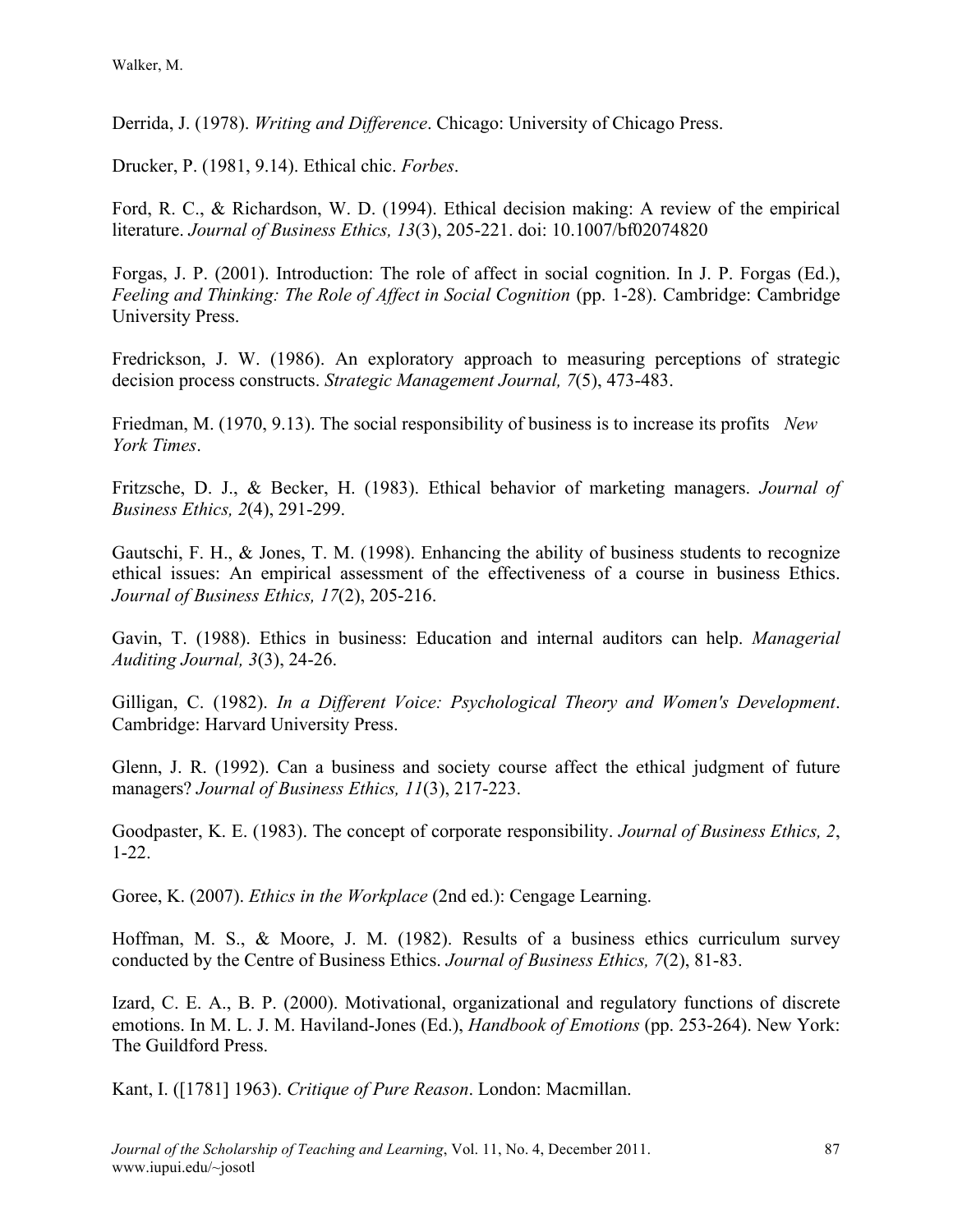Derrida, J. (1978). *Writing and Difference*. Chicago: University of Chicago Press.

Drucker, P. (1981, 9.14). Ethical chic. *Forbes*.

Ford, R. C., & Richardson, W. D. (1994). Ethical decision making: A review of the empirical literature. *Journal of Business Ethics, 13*(3), 205-221. doi: 10.1007/bf02074820

Forgas, J. P. (2001). Introduction: The role of affect in social cognition. In J. P. Forgas (Ed.), *Feeling and Thinking: The Role of Affect in Social Cognition* (pp. 1-28). Cambridge: Cambridge University Press.

Fredrickson, J. W. (1986). An exploratory approach to measuring perceptions of strategic decision process constructs. *Strategic Management Journal, 7*(5), 473-483.

Friedman, M. (1970, 9.13). The social responsibility of business is to increase its profits *New York Times*.

Fritzsche, D. J., & Becker, H. (1983). Ethical behavior of marketing managers. *Journal of Business Ethics, 2*(4), 291-299.

Gautschi, F. H., & Jones, T. M. (1998). Enhancing the ability of business students to recognize ethical issues: An empirical assessment of the effectiveness of a course in business Ethics. *Journal of Business Ethics, 17*(2), 205-216.

Gavin, T. (1988). Ethics in business: Education and internal auditors can help. *Managerial Auditing Journal, 3*(3), 24-26.

Gilligan, C. (1982). *In a Different Voice: Psychological Theory and Women's Development*. Cambridge: Harvard University Press.

Glenn, J. R. (1992). Can a business and society course affect the ethical judgment of future managers? *Journal of Business Ethics, 11*(3), 217-223.

Goodpaster, K. E. (1983). The concept of corporate responsibility. *Journal of Business Ethics, 2*, 1-22.

Goree, K. (2007). *Ethics in the Workplace* (2nd ed.): Cengage Learning.

Hoffman, M. S., & Moore, J. M. (1982). Results of a business ethics curriculum survey conducted by the Centre of Business Ethics. *Journal of Business Ethics, 7*(2), 81-83.

Izard, C. E. A., B. P. (2000). Motivational, organizational and regulatory functions of discrete emotions. In M. L. J. M. Haviland-Jones (Ed.), *Handbook of Emotions* (pp. 253-264). New York: The Guildford Press.

Kant, I. ([1781] 1963). *Critique of Pure Reason*. London: Macmillan.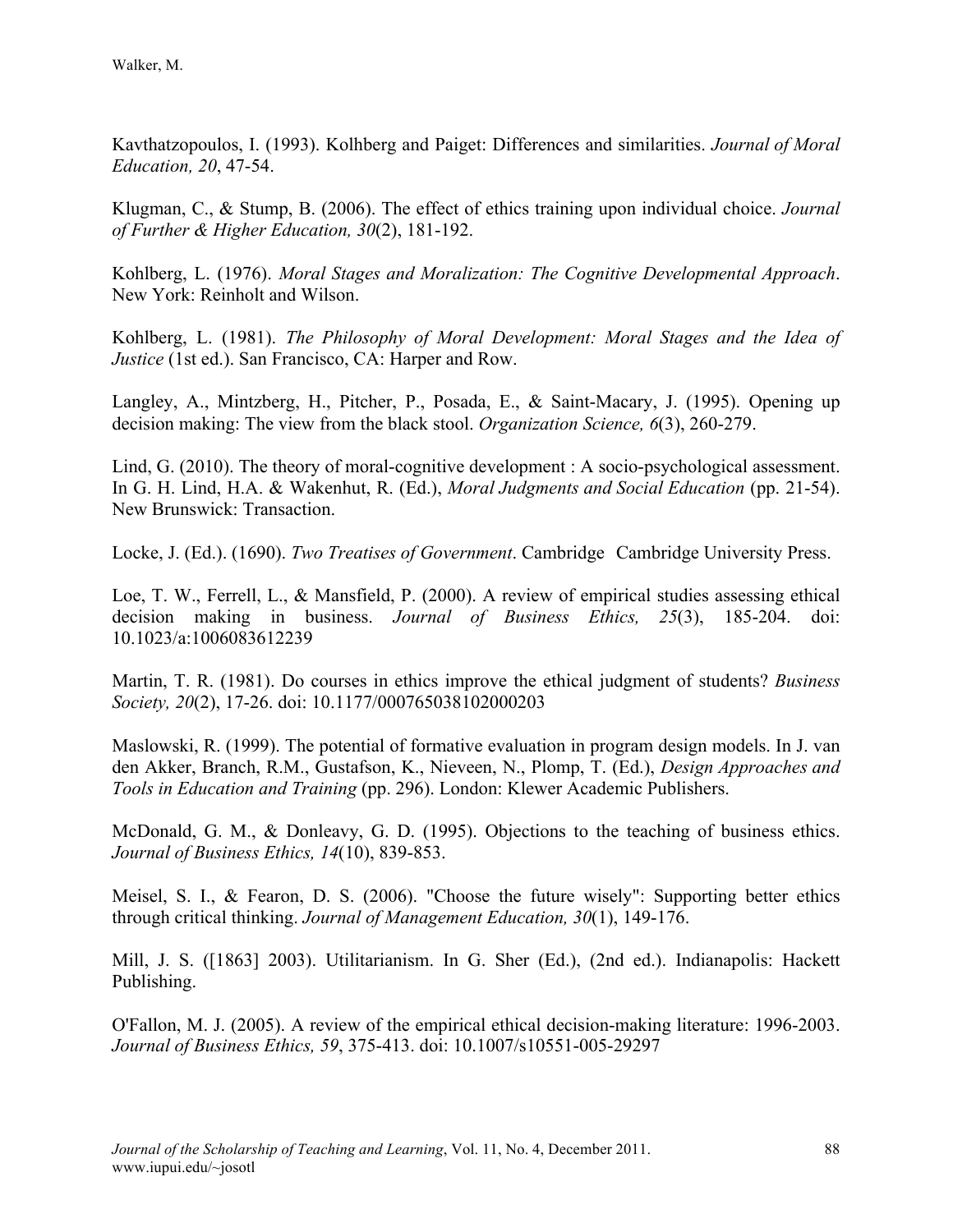Kavthatzopoulos, I. (1993). Kolhberg and Paiget: Differences and similarities. *Journal of Moral Education, 20*, 47-54.

Klugman, C., & Stump, B. (2006). The effect of ethics training upon individual choice. *Journal of Further & Higher Education, 30*(2), 181-192.

Kohlberg, L. (1976). *Moral Stages and Moralization: The Cognitive Developmental Approach*. New York: Reinholt and Wilson.

Kohlberg, L. (1981). *The Philosophy of Moral Development: Moral Stages and the Idea of Justice* (1st ed.). San Francisco, CA: Harper and Row.

Langley, A., Mintzberg, H., Pitcher, P., Posada, E., & Saint-Macary, J. (1995). Opening up decision making: The view from the black stool. *Organization Science, 6*(3), 260-279.

Lind, G. (2010). The theory of moral-cognitive development : A socio-psychological assessment. In G. H. Lind, H.A. & Wakenhut, R. (Ed.), *Moral Judgments and Social Education* (pp. 21-54). New Brunswick: Transaction.

Locke, J. (Ed.). (1690). *Two Treatises of Government*. Cambridge Cambridge University Press.

Loe, T. W., Ferrell, L., & Mansfield, P. (2000). A review of empirical studies assessing ethical decision making in business. *Journal of Business Ethics, 25*(3), 185-204. doi: 10.1023/a:1006083612239

Martin, T. R. (1981). Do courses in ethics improve the ethical judgment of students? *Business Society, 20*(2), 17-26. doi: 10.1177/000765038102000203

Maslowski, R. (1999). The potential of formative evaluation in program design models. In J. van den Akker, Branch, R.M., Gustafson, K., Nieveen, N., Plomp, T. (Ed.), *Design Approaches and Tools in Education and Training* (pp. 296). London: Klewer Academic Publishers.

McDonald, G. M., & Donleavy, G. D. (1995). Objections to the teaching of business ethics. *Journal of Business Ethics, 14*(10), 839-853.

Meisel, S. I., & Fearon, D. S. (2006). "Choose the future wisely": Supporting better ethics through critical thinking. *Journal of Management Education, 30*(1), 149-176.

Mill, J. S. ([1863] 2003). Utilitarianism. In G. Sher (Ed.), (2nd ed.). Indianapolis: Hackett Publishing.

O'Fallon, M. J. (2005). A review of the empirical ethical decision-making literature: 1996-2003. *Journal of Business Ethics, 59*, 375-413. doi: 10.1007/s10551-005-29297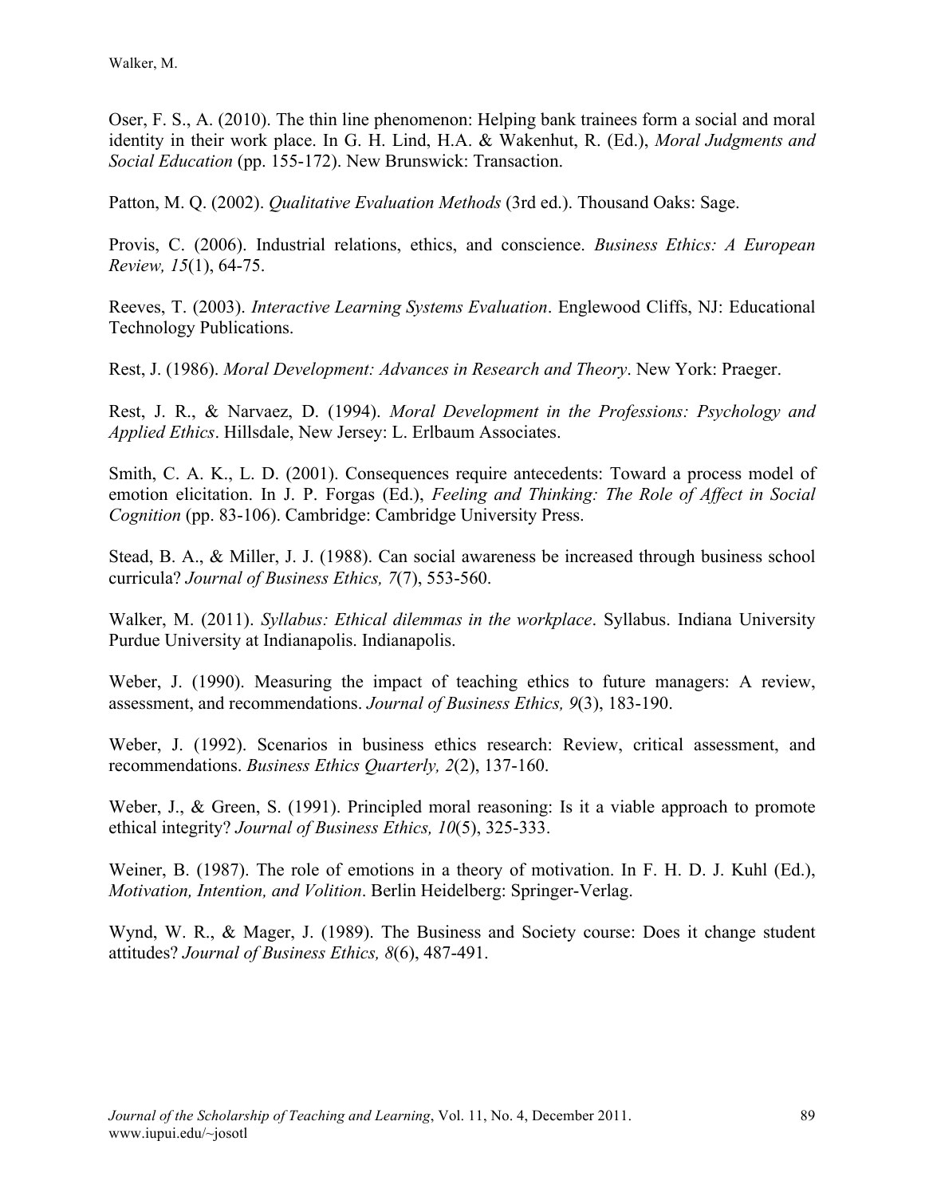Oser, F. S., A. (2010). The thin line phenomenon: Helping bank trainees form a social and moral identity in their work place. In G. H. Lind, H.A. & Wakenhut, R. (Ed.), *Moral Judgments and Social Education* (pp. 155-172). New Brunswick: Transaction.

Patton, M. Q. (2002). *Qualitative Evaluation Methods* (3rd ed.). Thousand Oaks: Sage.

Provis, C. (2006). Industrial relations, ethics, and conscience. *Business Ethics: A European Review, 15*(1), 64-75.

Reeves, T. (2003). *Interactive Learning Systems Evaluation*. Englewood Cliffs, NJ: Educational Technology Publications.

Rest, J. (1986). *Moral Development: Advances in Research and Theory*. New York: Praeger.

Rest, J. R., & Narvaez, D. (1994). *Moral Development in the Professions: Psychology and Applied Ethics*. Hillsdale, New Jersey: L. Erlbaum Associates.

Smith, C. A. K., L. D. (2001). Consequences require antecedents: Toward a process model of emotion elicitation. In J. P. Forgas (Ed.), *Feeling and Thinking: The Role of Affect in Social Cognition* (pp. 83-106). Cambridge: Cambridge University Press.

Stead, B. A., & Miller, J. J. (1988). Can social awareness be increased through business school curricula? *Journal of Business Ethics, 7*(7), 553-560.

Walker, M. (2011). *Syllabus: Ethical dilemmas in the workplace*. Syllabus. Indiana University Purdue University at Indianapolis. Indianapolis.

Weber, J. (1990). Measuring the impact of teaching ethics to future managers: A review, assessment, and recommendations. *Journal of Business Ethics, 9*(3), 183-190.

Weber, J. (1992). Scenarios in business ethics research: Review, critical assessment, and recommendations. *Business Ethics Quarterly, 2*(2), 137-160.

Weber, J., & Green, S. (1991). Principled moral reasoning: Is it a viable approach to promote ethical integrity? *Journal of Business Ethics, 10*(5), 325-333.

Weiner, B. (1987). The role of emotions in a theory of motivation. In F. H. D. J. Kuhl (Ed.), *Motivation, Intention, and Volition*. Berlin Heidelberg: Springer-Verlag.

Wynd, W. R., & Mager, J. (1989). The Business and Society course: Does it change student attitudes? *Journal of Business Ethics, 8*(6), 487-491.